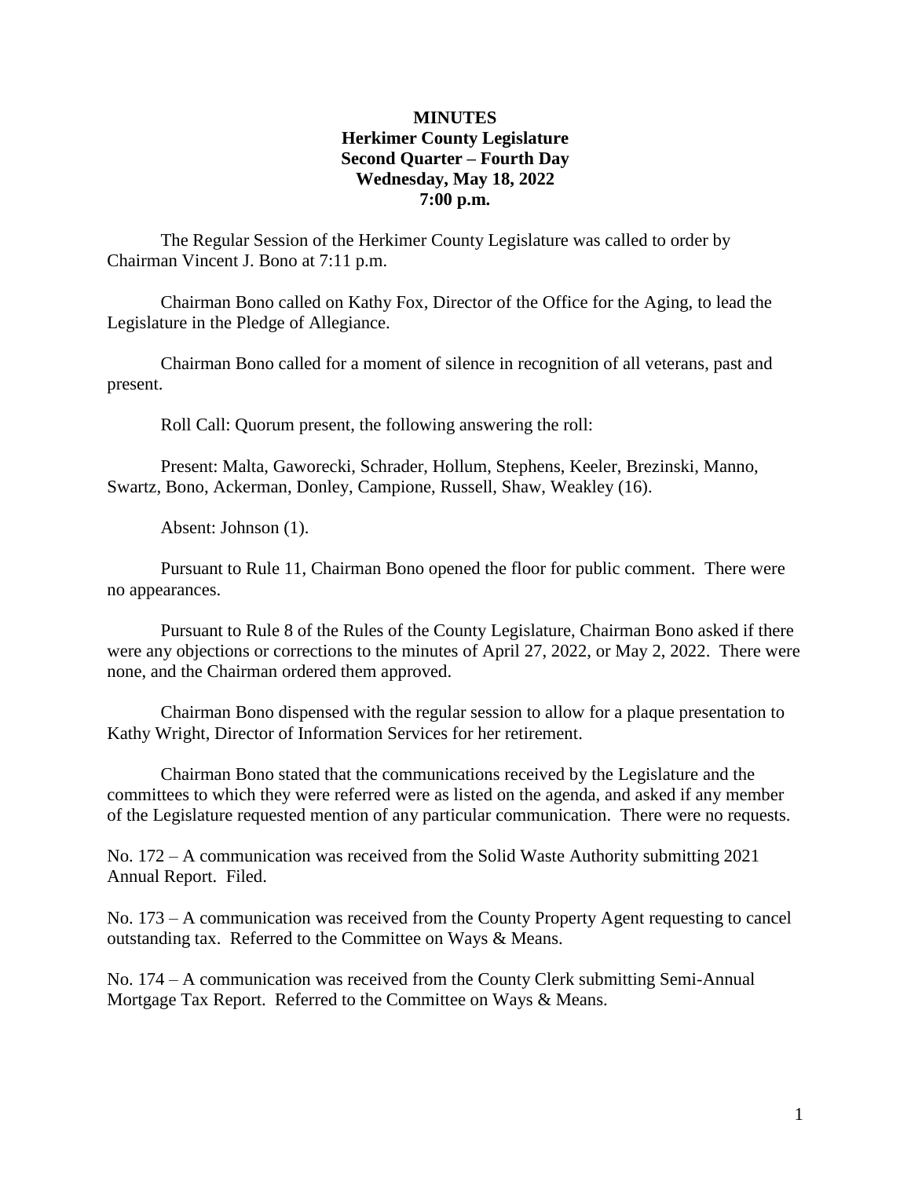# MINUTES
## Herkimer County Legislature
## Second Quarter – Fourth Day
## Wednesday, May 18, 2022
## 7:00 p.m.

The Regular Session of the Herkimer County Legislature was called to order by Chairman Vincent J. Bono at 7:11 p.m.

Chairman Bono called on Kathy Fox, Director of the Office for the Aging, to lead the Legislature in the Pledge of Allegiance.

Chairman Bono called for a moment of silence in recognition of all veterans, past and present.

Roll Call: Quorum present, the following answering the roll:

Present: Malta, Gaworecki, Schrader, Hollum, Stephens, Keeler, Brezinski, Manno, Swartz, Bono, Ackerman, Donley, Campione, Russell, Shaw, Weakley (16).

Absent: Johnson (1).

Pursuant to Rule 11, Chairman Bono opened the floor for public comment. There were no appearances.

Pursuant to Rule 8 of the Rules of the County Legislature, Chairman Bono asked if there were any objections or corrections to the minutes of April 27, 2022, or May 2, 2022. There were none, and the Chairman ordered them approved.

Chairman Bono dispensed with the regular session to allow for a plaque presentation to Kathy Wright, Director of Information Services for her retirement.

Chairman Bono stated that the communications received by the Legislature and the committees to which they were referred were as listed on the agenda, and asked if any member of the Legislature requested mention of any particular communication. There were no requests.

No. 172 – A communication was received from the Solid Waste Authority submitting 2021 Annual Report. Filed.

No. 173 – A communication was received from the County Property Agent requesting to cancel outstanding tax. Referred to the Committee on Ways & Means.

No. 174 – A communication was received from the County Clerk submitting Semi-Annual Mortgage Tax Report. Referred to the Committee on Ways & Means.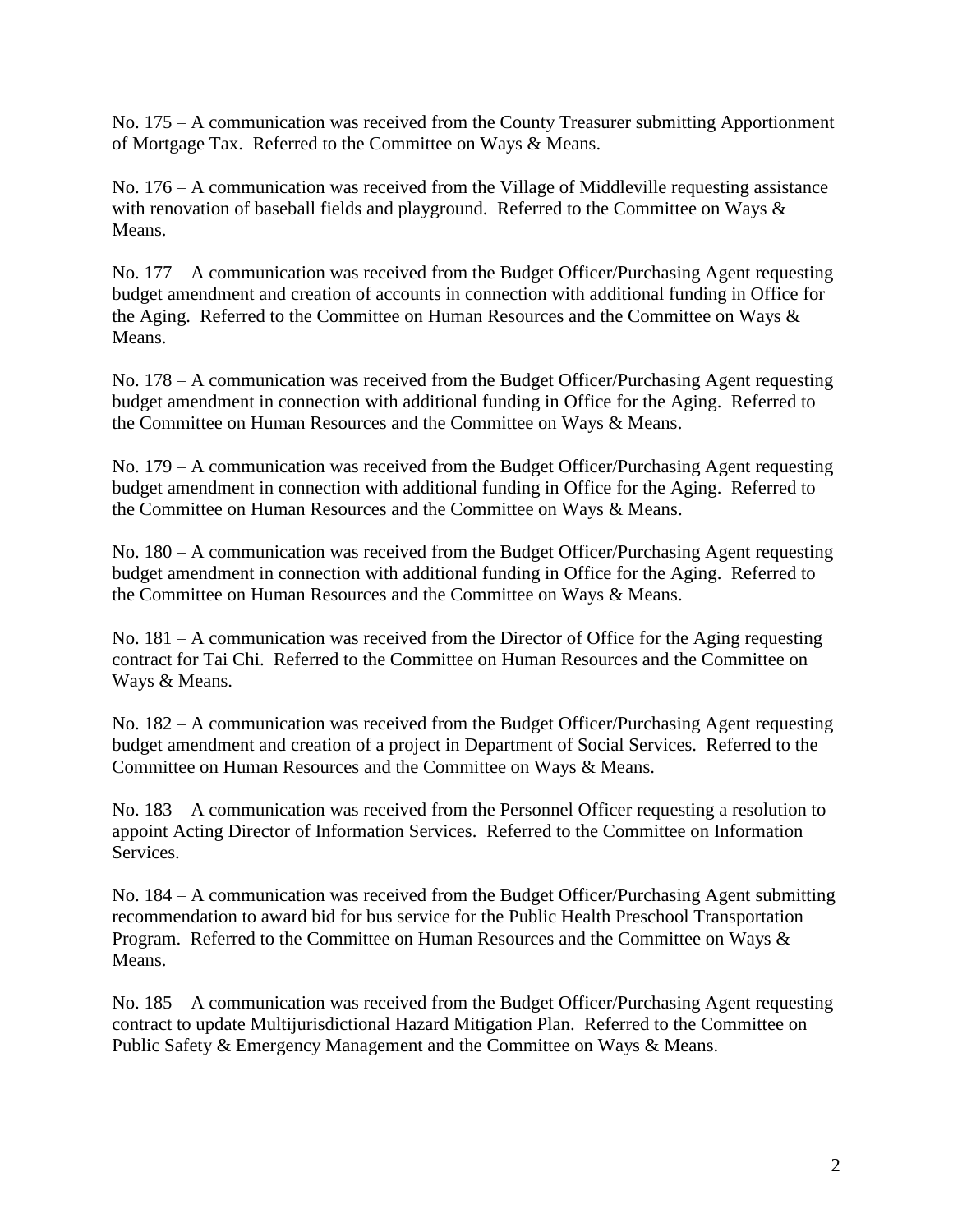No. 175 – A communication was received from the County Treasurer submitting Apportionment of Mortgage Tax. Referred to the Committee on Ways & Means.

No. 176 – A communication was received from the Village of Middleville requesting assistance with renovation of baseball fields and playground. Referred to the Committee on Ways & Means.

No. 177 – A communication was received from the Budget Officer/Purchasing Agent requesting budget amendment and creation of accounts in connection with additional funding in Office for the Aging. Referred to the Committee on Human Resources and the Committee on Ways & Means.

No. 178 – A communication was received from the Budget Officer/Purchasing Agent requesting budget amendment in connection with additional funding in Office for the Aging. Referred to the Committee on Human Resources and the Committee on Ways & Means.

No. 179 – A communication was received from the Budget Officer/Purchasing Agent requesting budget amendment in connection with additional funding in Office for the Aging. Referred to the Committee on Human Resources and the Committee on Ways & Means.

No. 180 – A communication was received from the Budget Officer/Purchasing Agent requesting budget amendment in connection with additional funding in Office for the Aging. Referred to the Committee on Human Resources and the Committee on Ways & Means.

No. 181 – A communication was received from the Director of Office for the Aging requesting contract for Tai Chi. Referred to the Committee on Human Resources and the Committee on Ways & Means.

No. 182 – A communication was received from the Budget Officer/Purchasing Agent requesting budget amendment and creation of a project in Department of Social Services. Referred to the Committee on Human Resources and the Committee on Ways & Means.

No. 183 – A communication was received from the Personnel Officer requesting a resolution to appoint Acting Director of Information Services. Referred to the Committee on Information Services.

No. 184 – A communication was received from the Budget Officer/Purchasing Agent submitting recommendation to award bid for bus service for the Public Health Preschool Transportation Program. Referred to the Committee on Human Resources and the Committee on Ways & Means.

No. 185 – A communication was received from the Budget Officer/Purchasing Agent requesting contract to update Multijurisdictional Hazard Mitigation Plan. Referred to the Committee on Public Safety & Emergency Management and the Committee on Ways & Means.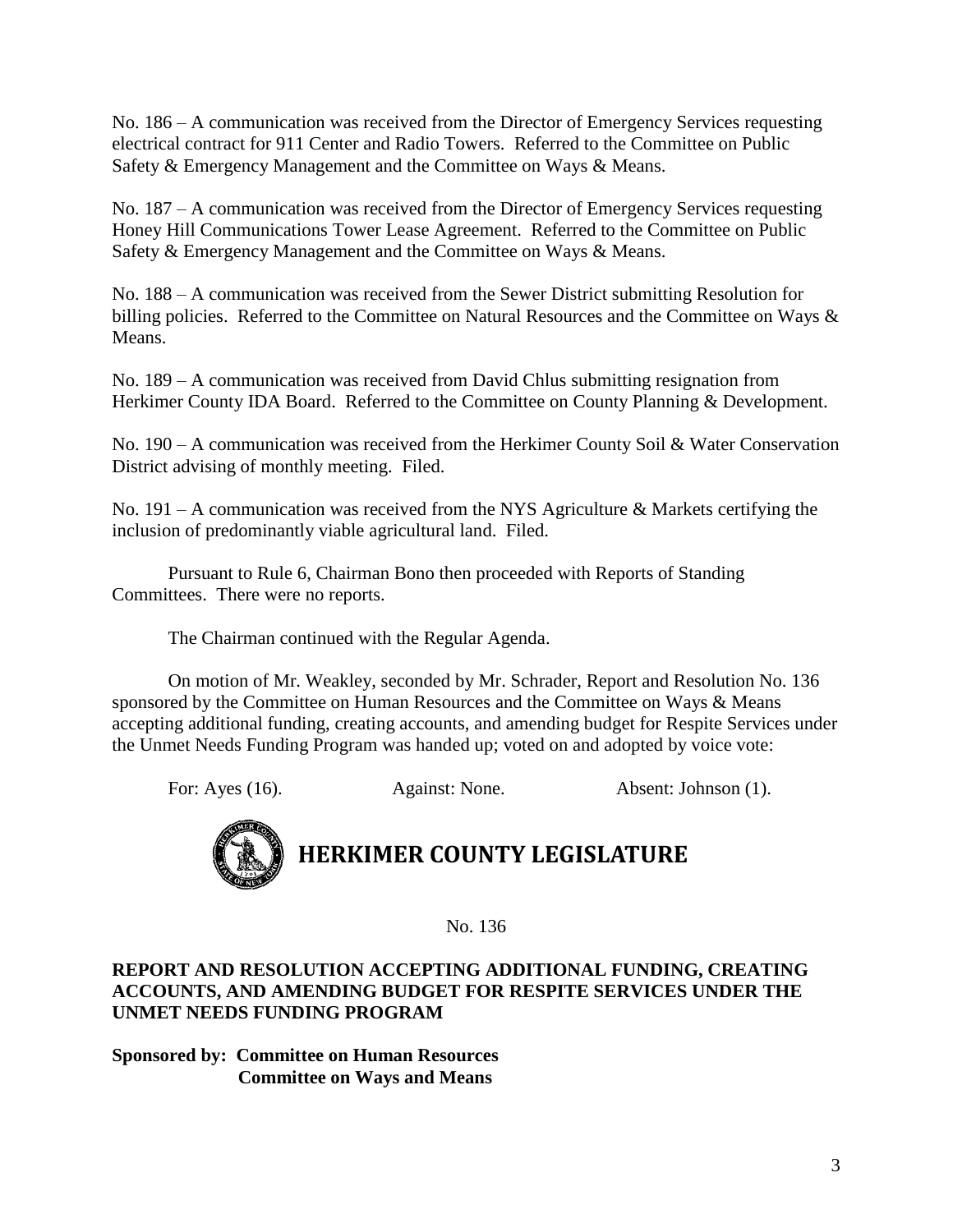No. 186 – A communication was received from the Director of Emergency Services requesting electrical contract for 911 Center and Radio Towers. Referred to the Committee on Public Safety & Emergency Management and the Committee on Ways & Means.

No. 187 – A communication was received from the Director of Emergency Services requesting Honey Hill Communications Tower Lease Agreement. Referred to the Committee on Public Safety & Emergency Management and the Committee on Ways & Means.

No. 188 – A communication was received from the Sewer District submitting Resolution for billing policies. Referred to the Committee on Natural Resources and the Committee on Ways & Means.

No. 189 – A communication was received from David Chlus submitting resignation from Herkimer County IDA Board. Referred to the Committee on County Planning & Development.

No. 190 – A communication was received from the Herkimer County Soil & Water Conservation District advising of monthly meeting. Filed.

No. 191 – A communication was received from the NYS Agriculture & Markets certifying the inclusion of predominantly viable agricultural land. Filed.

Pursuant to Rule 6, Chairman Bono then proceeded with Reports of Standing Committees. There were no reports.

The Chairman continued with the Regular Agenda.

On motion of Mr. Weakley, seconded by Mr. Schrader, Report and Resolution No. 136 sponsored by the Committee on Human Resources and the Committee on Ways & Means accepting additional funding, creating accounts, and amending budget for Respite Services under the Unmet Needs Funding Program was handed up; voted on and adopted by voice vote:

For: Ayes (16). Against: None. Absent: Johnson (1).

# HERKIMER COUNTY LEGISLATURE

No. 136

**REPORT AND RESOLUTION ACCEPTING ADDITIONAL FUNDING, CREATING ACCOUNTS, AND AMENDING BUDGET FOR RESPITE SERVICES UNDER THE UNMET NEEDS FUNDING PROGRAM**

**Sponsored by: Committee on Human Resources**
**Committee on Ways and Means**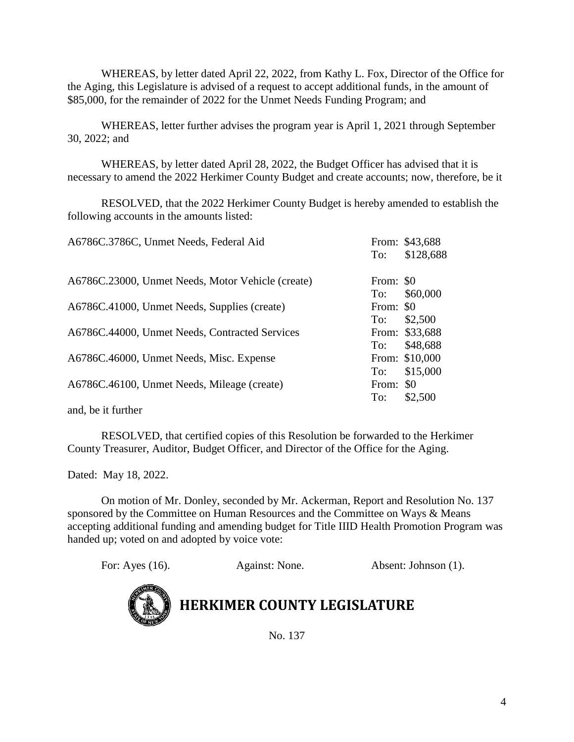WHEREAS, by letter dated April 22, 2022, from Kathy L. Fox, Director of the Office for the Aging, this Legislature is advised of a request to accept additional funds, in the amount of $85,000, for the remainder of 2022 for the Unmet Needs Funding Program; and

WHEREAS, letter further advises the program year is April 1, 2021 through September 30, 2022; and

WHEREAS, by letter dated April 28, 2022, the Budget Officer has advised that it is necessary to amend the 2022 Herkimer County Budget and create accounts; now, therefore, be it

RESOLVED, that the 2022 Herkimer County Budget is hereby amended to establish the following accounts in the amounts listed:

| Account | | |
|---|---|---|
| A6786C.3786C, Unmet Needs, Federal Aid | From: | $43,688 |
| | To: | $128,688 |
| A6786C.23000, Unmet Needs, Motor Vehicle (create) | From: | $0 |
| | To: | $60,000 |
| A6786C.41000, Unmet Needs, Supplies (create) | From: | $0 |
| | To: | $2,500 |
| A6786C.44000, Unmet Needs, Contracted Services | From: | $33,688 |
| | To: | $48,688 |
| A6786C.46000, Unmet Needs, Misc. Expense | From: | $10,000 |
| | To: | $15,000 |
| A6786C.46100, Unmet Needs, Mileage (create) | From: | $0 |
| | To: | $2,500 |

and, be it further

RESOLVED, that certified copies of this Resolution be forwarded to the Herkimer County Treasurer, Auditor, Budget Officer, and Director of the Office for the Aging.

Dated: May 18, 2022.

On motion of Mr. Donley, seconded by Mr. Ackerman, Report and Resolution No. 137 sponsored by the Committee on Human Resources and the Committee on Ways & Means accepting additional funding and amending budget for Title IIID Health Promotion Program was handed up; voted on and adopted by voice vote:

For: Ayes (16). Against: None. Absent: Johnson (1).

# HERKIMER COUNTY LEGISLATURE

No. 137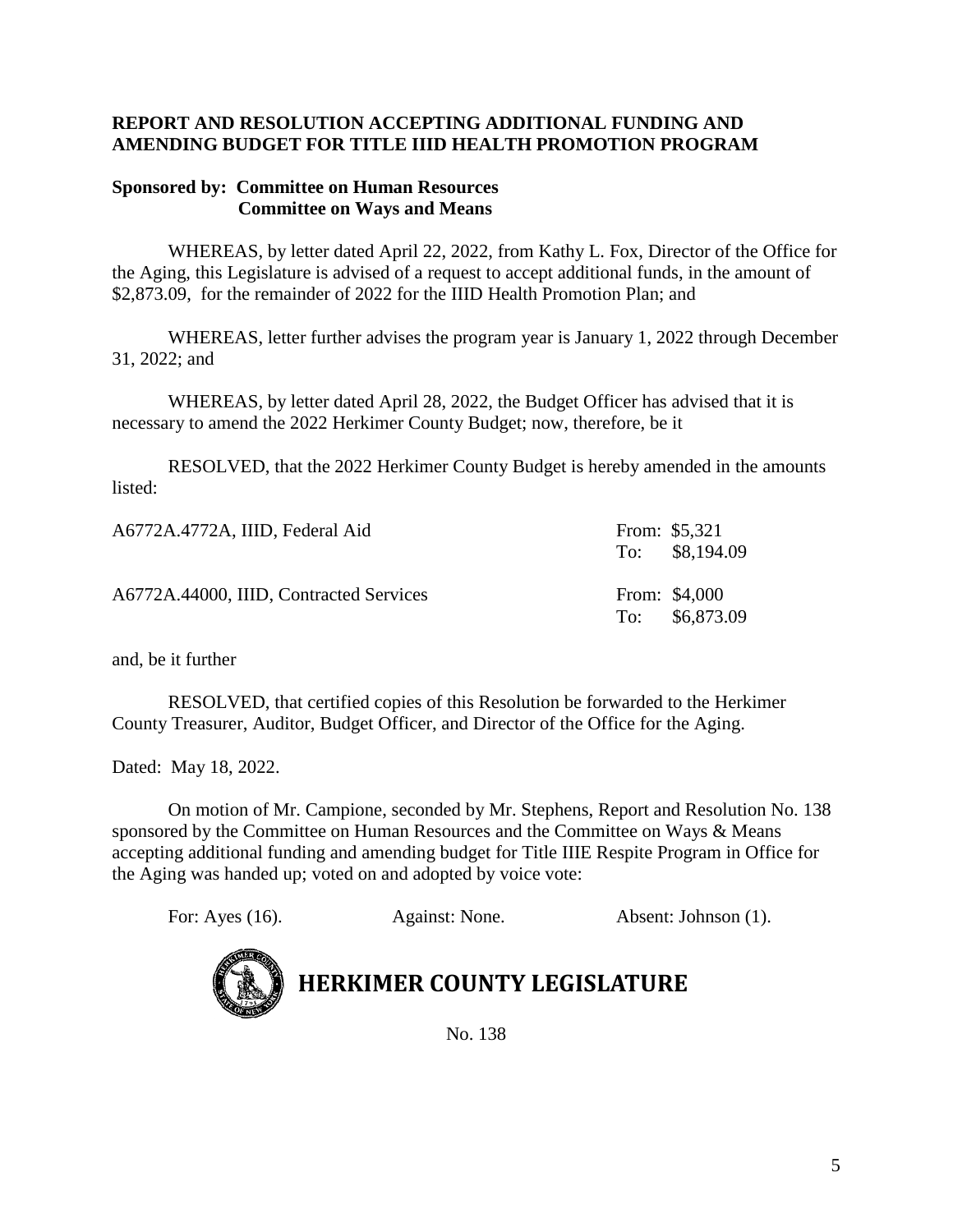**REPORT AND RESOLUTION ACCEPTING ADDITIONAL FUNDING AND AMENDING BUDGET FOR TITLE IIID HEALTH PROMOTION PROGRAM**

**Sponsored by: Committee on Human Resources**
**Committee on Ways and Means**

WHEREAS, by letter dated April 22, 2022, from Kathy L. Fox, Director of the Office for the Aging, this Legislature is advised of a request to accept additional funds, in the amount of $2,873.09, for the remainder of 2022 for the IIID Health Promotion Plan; and

WHEREAS, letter further advises the program year is January 1, 2022 through December 31, 2022; and

WHEREAS, by letter dated April 28, 2022, the Budget Officer has advised that it is necessary to amend the 2022 Herkimer County Budget; now, therefore, be it

RESOLVED, that the 2022 Herkimer County Budget is hereby amended in the amounts listed:

| | |
|---|---|
| A6772A.4772A, IIID, Federal Aid | From: $5,321<br>To: $8,194.09 |
| A6772A.44000, IIID, Contracted Services | From: $4,000<br>To: $6,873.09 |

and, be it further

RESOLVED, that certified copies of this Resolution be forwarded to the Herkimer County Treasurer, Auditor, Budget Officer, and Director of the Office for the Aging.

Dated: May 18, 2022.

On motion of Mr. Campione, seconded by Mr. Stephens, Report and Resolution No. 138 sponsored by the Committee on Human Resources and the Committee on Ways & Means accepting additional funding and amending budget for Title IIIE Respite Program in Office for the Aging was handed up; voted on and adopted by voice vote:

For: Ayes (16). Against: None. Absent: Johnson (1).

**HERKIMER COUNTY LEGISLATURE**

No. 138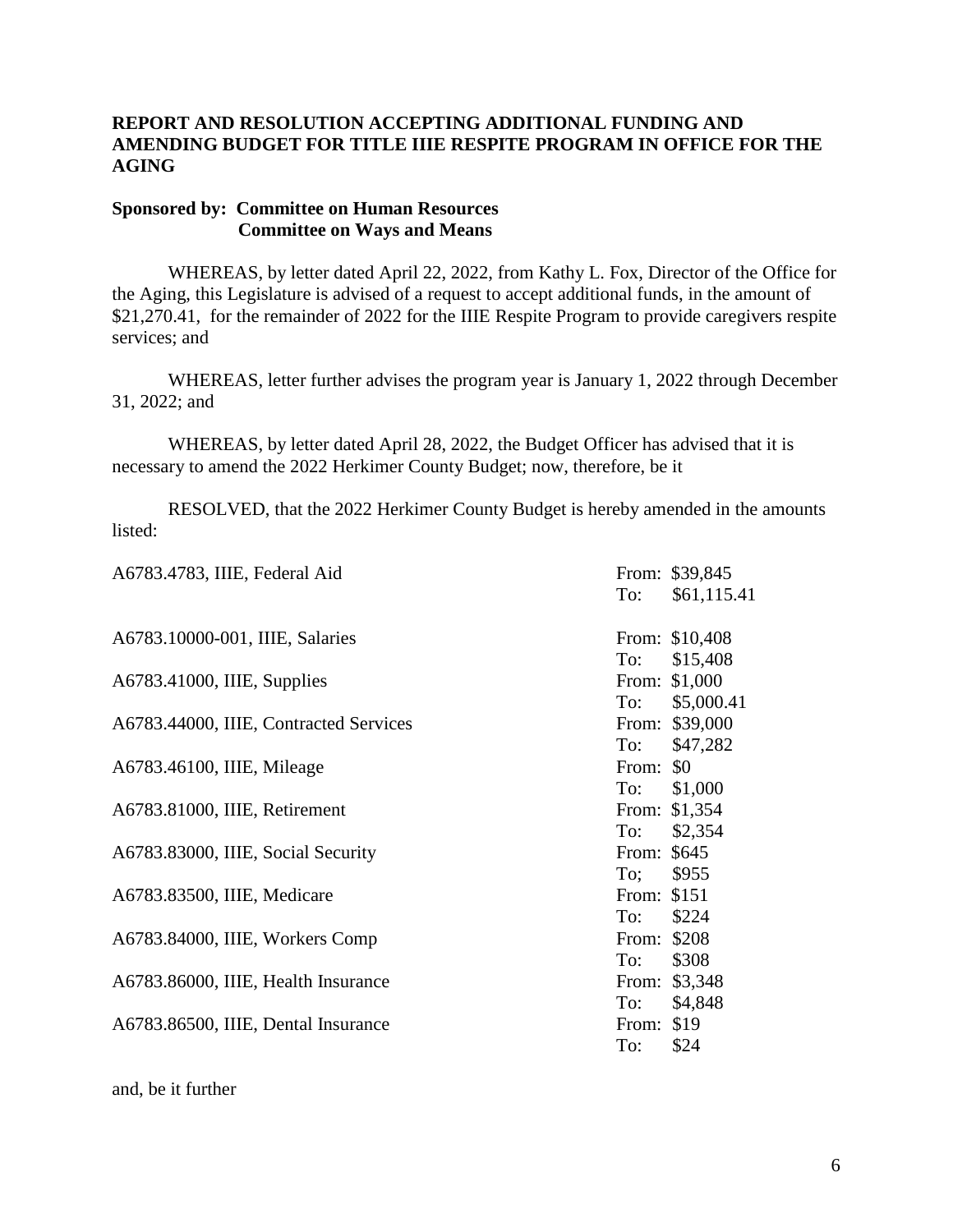**REPORT AND RESOLUTION ACCEPTING ADDITIONAL FUNDING AND AMENDING BUDGET FOR TITLE IIIE RESPITE PROGRAM IN OFFICE FOR THE AGING**

**Sponsored by: Committee on Human Resources**
**Committee on Ways and Means**

WHEREAS, by letter dated April 22, 2022, from Kathy L. Fox, Director of the Office for the Aging, this Legislature is advised of a request to accept additional funds, in the amount of \$21,270.41, for the remainder of 2022 for the IIIE Respite Program to provide caregivers respite services; and

WHEREAS, letter further advises the program year is January 1, 2022 through December 31, 2022; and

WHEREAS, by letter dated April 28, 2022, the Budget Officer has advised that it is necessary to amend the 2022 Herkimer County Budget; now, therefore, be it

RESOLVED, that the 2022 Herkimer County Budget is hereby amended in the amounts listed:

| Account | |
|---|---|
| A6783.4783, IIIE, Federal Aid | From: \$39,845<br>To: \$61,115.41 |
| A6783.10000-001, IIIE, Salaries | From: \$10,408<br>To: \$15,408 |
| A6783.41000, IIIE, Supplies | From: \$1,000<br>To: \$5,000.41 |
| A6783.44000, IIIE, Contracted Services | From: \$39,000<br>To: \$47,282 |
| A6783.46100, IIIE, Mileage | From: \$0<br>To: \$1,000 |
| A6783.81000, IIIE, Retirement | From: \$1,354<br>To: \$2,354 |
| A6783.83000, IIIE, Social Security | From: \$645<br>To; \$955 |
| A6783.83500, IIIE, Medicare | From: \$151<br>To: \$224 |
| A6783.84000, IIIE, Workers Comp | From: \$208<br>To: \$308 |
| A6783.86000, IIIE, Health Insurance | From: \$3,348<br>To: \$4,848 |
| A6783.86500, IIIE, Dental Insurance | From: \$19<br>To: \$24 |

and, be it further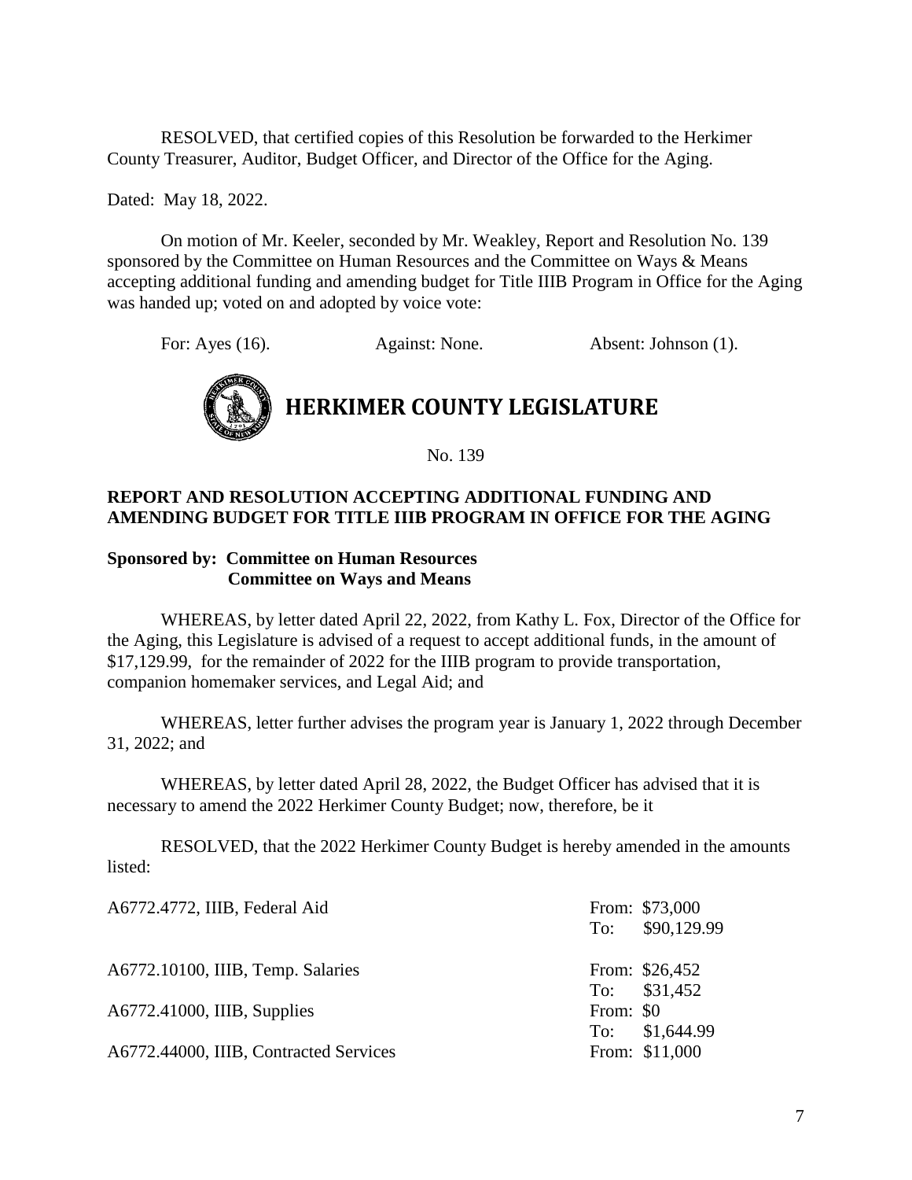RESOLVED, that certified copies of this Resolution be forwarded to the Herkimer County Treasurer, Auditor, Budget Officer, and Director of the Office for the Aging.

Dated: May 18, 2022.

On motion of Mr. Keeler, seconded by Mr. Weakley, Report and Resolution No. 139 sponsored by the Committee on Human Resources and the Committee on Ways & Means accepting additional funding and amending budget for Title IIIB Program in Office for the Aging was handed up; voted on and adopted by voice vote:

For: Ayes (16). Against: None. Absent: Johnson (1).

# HERKIMER COUNTY LEGISLATURE

No. 139

**REPORT AND RESOLUTION ACCEPTING ADDITIONAL FUNDING AND AMENDING BUDGET FOR TITLE IIIB PROGRAM IN OFFICE FOR THE AGING**

**Sponsored by: Committee on Human Resources**
**Committee on Ways and Means**

WHEREAS, by letter dated April 22, 2022, from Kathy L. Fox, Director of the Office for the Aging, this Legislature is advised of a request to accept additional funds, in the amount of \$17,129.99, for the remainder of 2022 for the IIIB program to provide transportation, companion homemaker services, and Legal Aid; and

WHEREAS, letter further advises the program year is January 1, 2022 through December 31, 2022; and

WHEREAS, by letter dated April 28, 2022, the Budget Officer has advised that it is necessary to amend the 2022 Herkimer County Budget; now, therefore, be it

RESOLVED, that the 2022 Herkimer County Budget is hereby amended in the amounts listed:

| | |
|---|---|
| A6772.4772, IIIB, Federal Aid | From: \$73,000<br>To: \$90,129.99 |
| A6772.10100, IIIB, Temp. Salaries | From: \$26,452<br>To: \$31,452 |
| A6772.41000, IIIB, Supplies | From: \$0<br>To: \$1,644.99 |
| A6772.44000, IIIB, Contracted Services | From: \$11,000 |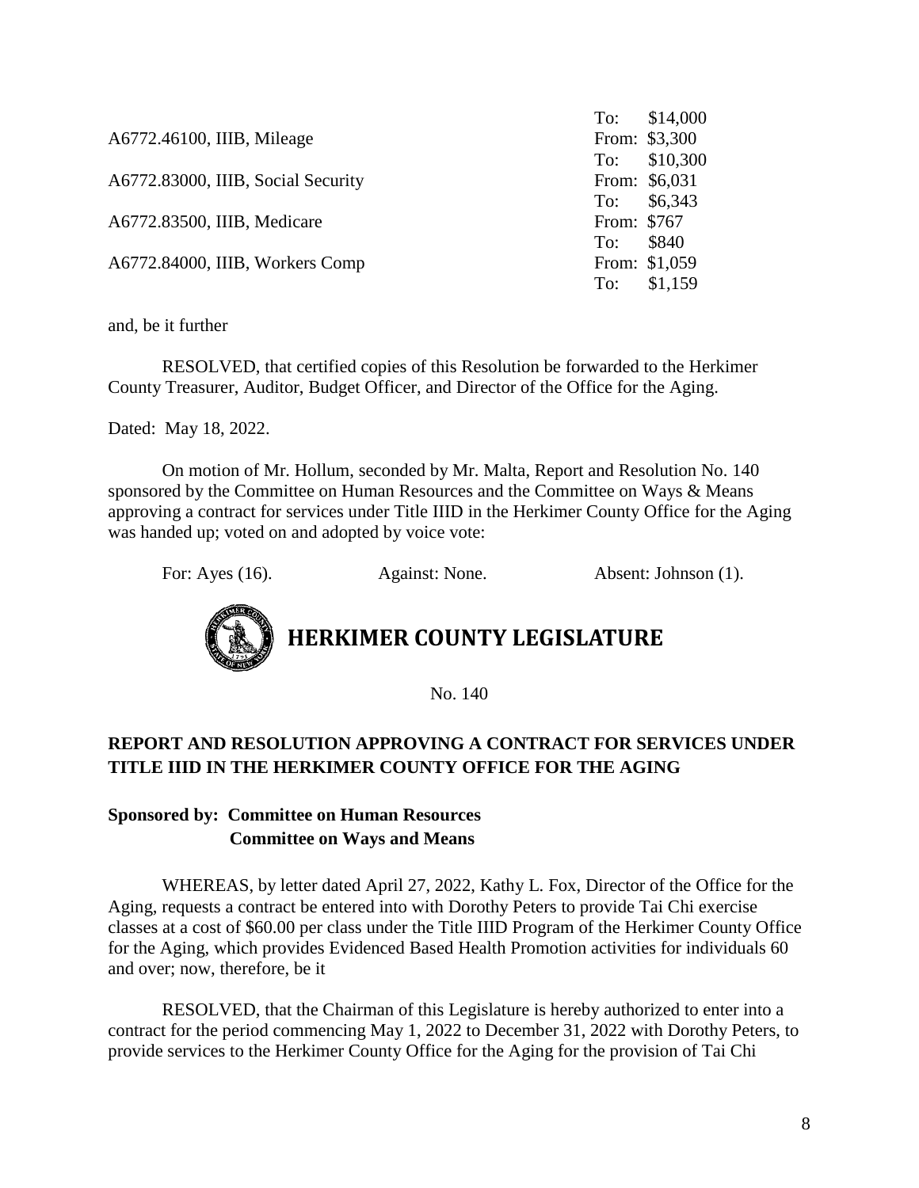| | |
|---|---|
| | To: $14,000 |
| A6772.46100, IIIB, Mileage | From: $3,300 |
| | To: $10,300 |
| A6772.83000, IIIB, Social Security | From: $6,031 |
| | To: $6,343 |
| A6772.83500, IIIB, Medicare | From: $767 |
| | To: $840 |
| A6772.84000, IIIB, Workers Comp | From: $1,059 |
| | To: $1,159 |

and, be it further

RESOLVED, that certified copies of this Resolution be forwarded to the Herkimer County Treasurer, Auditor, Budget Officer, and Director of the Office for the Aging.

Dated: May 18, 2022.

On motion of Mr. Hollum, seconded by Mr. Malta, Report and Resolution No. 140 sponsored by the Committee on Human Resources and the Committee on Ways & Means approving a contract for services under Title IIID in the Herkimer County Office for the Aging was handed up; voted on and adopted by voice vote:

For: Ayes (16). Against: None. Absent: Johnson (1).

# HERKIMER COUNTY LEGISLATURE

No. 140

## REPORT AND RESOLUTION APPROVING A CONTRACT FOR SERVICES UNDER TITLE IIID IN THE HERKIMER COUNTY OFFICE FOR THE AGING

**Sponsored by: Committee on Human Resources**
**Committee on Ways and Means**

WHEREAS, by letter dated April 27, 2022, Kathy L. Fox, Director of the Office for the Aging, requests a contract be entered into with Dorothy Peters to provide Tai Chi exercise classes at a cost of $60.00 per class under the Title IIID Program of the Herkimer County Office for the Aging, which provides Evidenced Based Health Promotion activities for individuals 60 and over; now, therefore, be it

RESOLVED, that the Chairman of this Legislature is hereby authorized to enter into a contract for the period commencing May 1, 2022 to December 31, 2022 with Dorothy Peters, to provide services to the Herkimer County Office for the Aging for the provision of Tai Chi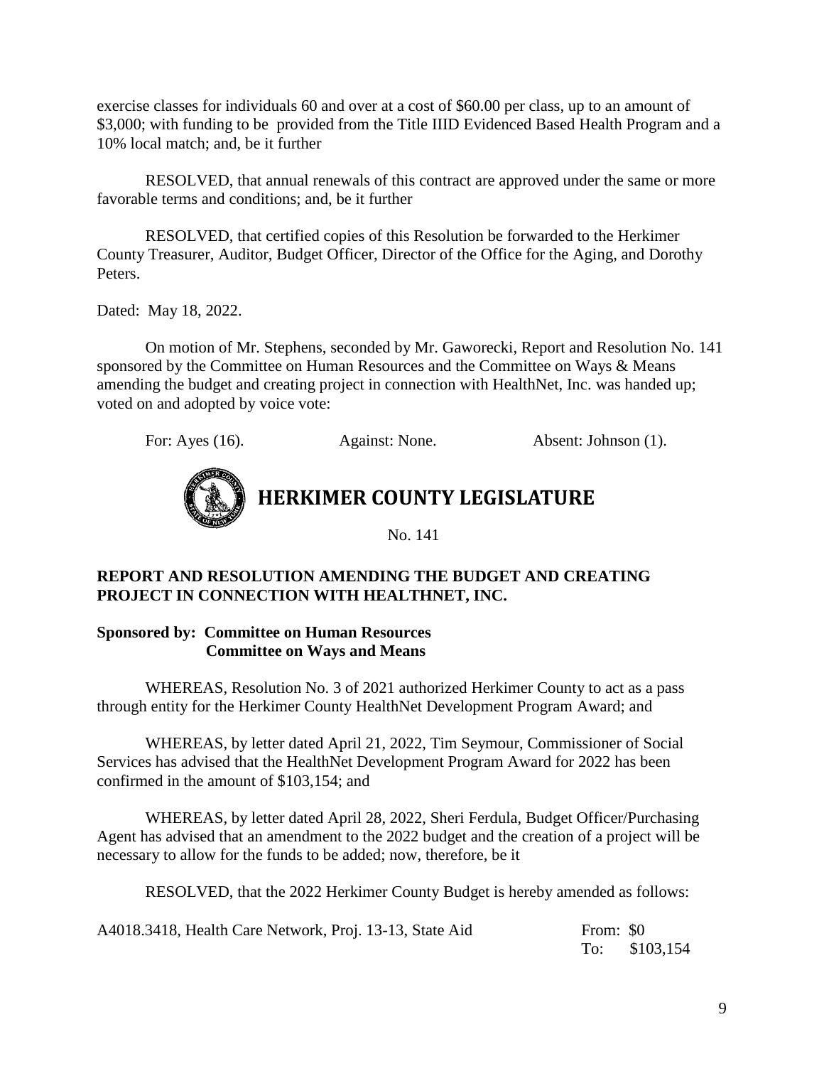exercise classes for individuals 60 and over at a cost of $60.00 per class, up to an amount of $3,000; with funding to be provided from the Title IIID Evidenced Based Health Program and a 10% local match; and, be it further

RESOLVED, that annual renewals of this contract are approved under the same or more favorable terms and conditions; and, be it further

RESOLVED, that certified copies of this Resolution be forwarded to the Herkimer County Treasurer, Auditor, Budget Officer, Director of the Office for the Aging, and Dorothy Peters.

Dated: May 18, 2022.

On motion of Mr. Stephens, seconded by Mr. Gaworecki, Report and Resolution No. 141 sponsored by the Committee on Human Resources and the Committee on Ways & Means amending the budget and creating project in connection with HealthNet, Inc. was handed up; voted on and adopted by voice vote:

For: Ayes (16). Against: None. Absent: Johnson (1).

# HERKIMER COUNTY LEGISLATURE

No. 141

**REPORT AND RESOLUTION AMENDING THE BUDGET AND CREATING PROJECT IN CONNECTION WITH HEALTHNET, INC.**

**Sponsored by: Committee on Human Resources**
**Committee on Ways and Means**

WHEREAS, Resolution No. 3 of 2021 authorized Herkimer County to act as a pass through entity for the Herkimer County HealthNet Development Program Award; and

WHEREAS, by letter dated April 21, 2022, Tim Seymour, Commissioner of Social Services has advised that the HealthNet Development Program Award for 2022 has been confirmed in the amount of $103,154; and

WHEREAS, by letter dated April 28, 2022, Sheri Ferdula, Budget Officer/Purchasing Agent has advised that an amendment to the 2022 budget and the creation of a project will be necessary to allow for the funds to be added; now, therefore, be it

RESOLVED, that the 2022 Herkimer County Budget is hereby amended as follows:

A4018.3418, Health Care Network, Proj. 13-13, State Aid From: $0
To: $103,154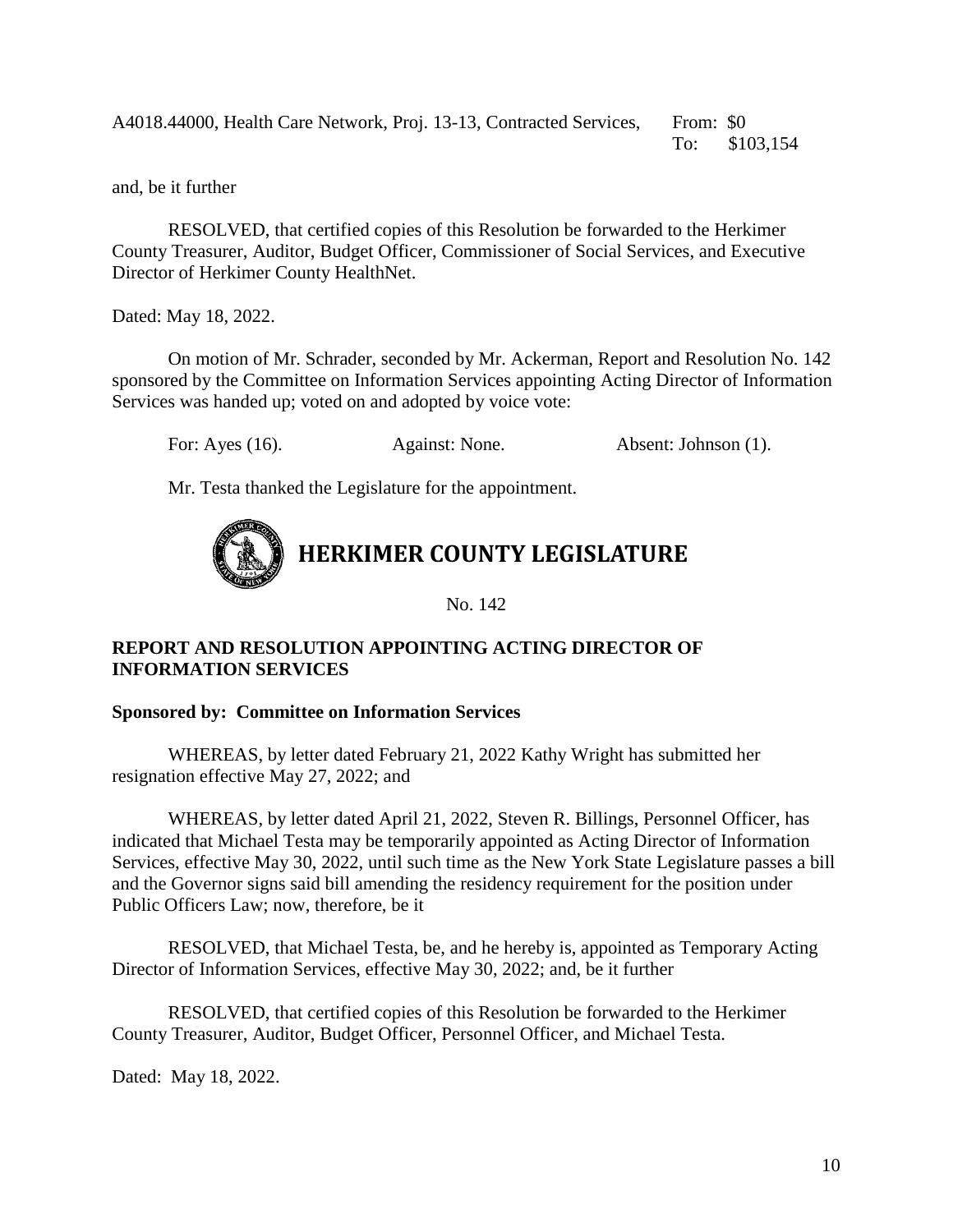A4018.44000, Health Care Network, Proj. 13-13, Contracted Services, From: $0
To: $103,154

and, be it further

RESOLVED, that certified copies of this Resolution be forwarded to the Herkimer County Treasurer, Auditor, Budget Officer, Commissioner of Social Services, and Executive Director of Herkimer County HealthNet.

Dated: May 18, 2022.

On motion of Mr. Schrader, seconded by Mr. Ackerman, Report and Resolution No. 142 sponsored by the Committee on Information Services appointing Acting Director of Information Services was handed up; voted on and adopted by voice vote:

For: Ayes (16). Against: None. Absent: Johnson (1).

Mr. Testa thanked the Legislature for the appointment.

# HERKIMER COUNTY LEGISLATURE

No. 142

**REPORT AND RESOLUTION APPOINTING ACTING DIRECTOR OF INFORMATION SERVICES**

**Sponsored by: Committee on Information Services**

WHEREAS, by letter dated February 21, 2022 Kathy Wright has submitted her resignation effective May 27, 2022; and

WHEREAS, by letter dated April 21, 2022, Steven R. Billings, Personnel Officer, has indicated that Michael Testa may be temporarily appointed as Acting Director of Information Services, effective May 30, 2022, until such time as the New York State Legislature passes a bill and the Governor signs said bill amending the residency requirement for the position under Public Officers Law; now, therefore, be it

RESOLVED, that Michael Testa, be, and he hereby is, appointed as Temporary Acting Director of Information Services, effective May 30, 2022; and, be it further

RESOLVED, that certified copies of this Resolution be forwarded to the Herkimer County Treasurer, Auditor, Budget Officer, Personnel Officer, and Michael Testa.

Dated: May 18, 2022.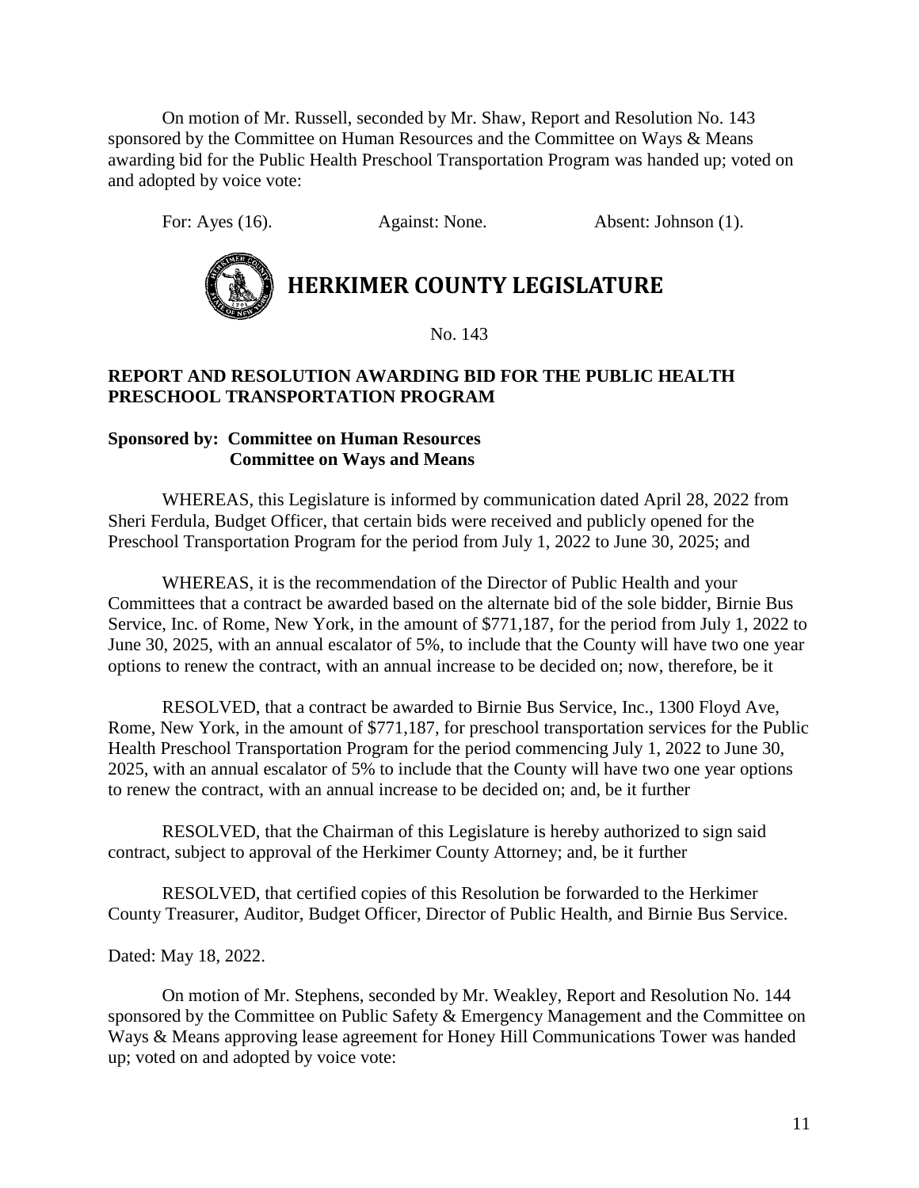On motion of Mr. Russell, seconded by Mr. Shaw, Report and Resolution No. 143 sponsored by the Committee on Human Resources and the Committee on Ways & Means awarding bid for the Public Health Preschool Transportation Program was handed up; voted on and adopted by voice vote:

For: Ayes (16). Against: None. Absent: Johnson (1).

# HERKIMER COUNTY LEGISLATURE

No. 143

**REPORT AND RESOLUTION AWARDING BID FOR THE PUBLIC HEALTH PRESCHOOL TRANSPORTATION PROGRAM**

**Sponsored by: Committee on Human Resources**
**Committee on Ways and Means**

WHEREAS, this Legislature is informed by communication dated April 28, 2022 from Sheri Ferdula, Budget Officer, that certain bids were received and publicly opened for the Preschool Transportation Program for the period from July 1, 2022 to June 30, 2025; and

WHEREAS, it is the recommendation of the Director of Public Health and your Committees that a contract be awarded based on the alternate bid of the sole bidder, Birnie Bus Service, Inc. of Rome, New York, in the amount of $771,187, for the period from July 1, 2022 to June 30, 2025, with an annual escalator of 5%, to include that the County will have two one year options to renew the contract, with an annual increase to be decided on; now, therefore, be it

RESOLVED, that a contract be awarded to Birnie Bus Service, Inc., 1300 Floyd Ave, Rome, New York, in the amount of $771,187, for preschool transportation services for the Public Health Preschool Transportation Program for the period commencing July 1, 2022 to June 30, 2025, with an annual escalator of 5% to include that the County will have two one year options to renew the contract, with an annual increase to be decided on; and, be it further

RESOLVED, that the Chairman of this Legislature is hereby authorized to sign said contract, subject to approval of the Herkimer County Attorney; and, be it further

RESOLVED, that certified copies of this Resolution be forwarded to the Herkimer County Treasurer, Auditor, Budget Officer, Director of Public Health, and Birnie Bus Service.

Dated: May 18, 2022.

On motion of Mr. Stephens, seconded by Mr. Weakley, Report and Resolution No. 144 sponsored by the Committee on Public Safety & Emergency Management and the Committee on Ways & Means approving lease agreement for Honey Hill Communications Tower was handed up; voted on and adopted by voice vote: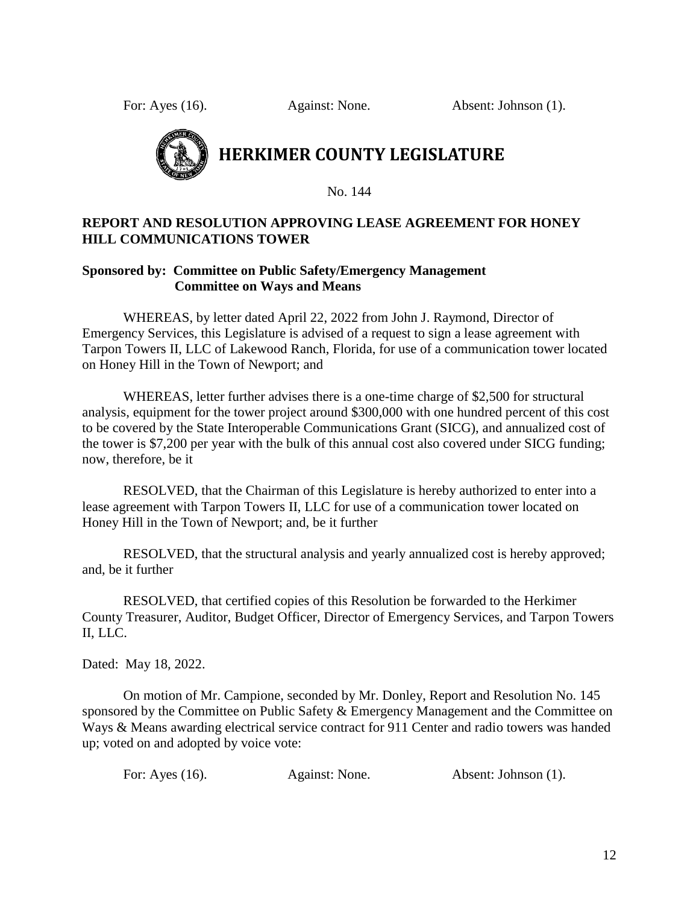For: Ayes (16). Against: None. Absent: Johnson (1).

# HERKIMER COUNTY LEGISLATURE

No. 144

**REPORT AND RESOLUTION APPROVING LEASE AGREEMENT FOR HONEY HILL COMMUNICATIONS TOWER**

**Sponsored by: Committee on Public Safety/Emergency Management**
**Committee on Ways and Means**

WHEREAS, by letter dated April 22, 2022 from John J. Raymond, Director of Emergency Services, this Legislature is advised of a request to sign a lease agreement with Tarpon Towers II, LLC of Lakewood Ranch, Florida, for use of a communication tower located on Honey Hill in the Town of Newport; and

WHEREAS, letter further advises there is a one-time charge of $2,500 for structural analysis, equipment for the tower project around $300,000 with one hundred percent of this cost to be covered by the State Interoperable Communications Grant (SICG), and annualized cost of the tower is $7,200 per year with the bulk of this annual cost also covered under SICG funding; now, therefore, be it

RESOLVED, that the Chairman of this Legislature is hereby authorized to enter into a lease agreement with Tarpon Towers II, LLC for use of a communication tower located on Honey Hill in the Town of Newport; and, be it further

RESOLVED, that the structural analysis and yearly annualized cost is hereby approved; and, be it further

RESOLVED, that certified copies of this Resolution be forwarded to the Herkimer County Treasurer, Auditor, Budget Officer, Director of Emergency Services, and Tarpon Towers II, LLC.

Dated: May 18, 2022.

On motion of Mr. Campione, seconded by Mr. Donley, Report and Resolution No. 145 sponsored by the Committee on Public Safety & Emergency Management and the Committee on Ways & Means awarding electrical service contract for 911 Center and radio towers was handed up; voted on and adopted by voice vote:

For: Ayes (16). Against: None. Absent: Johnson (1).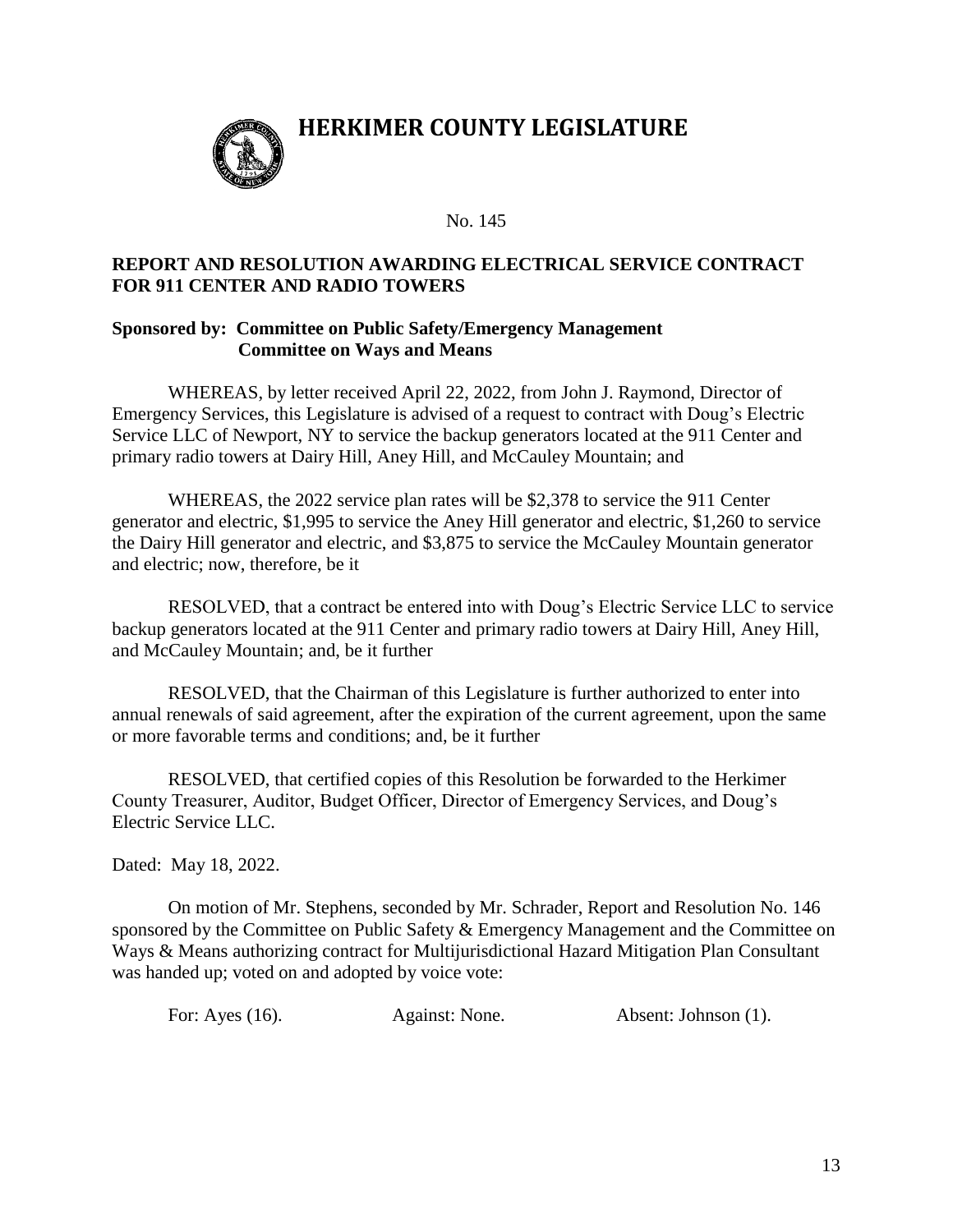# HERKIMER COUNTY LEGISLATURE

No. 145

**REPORT AND RESOLUTION AWARDING ELECTRICAL SERVICE CONTRACT FOR 911 CENTER AND RADIO TOWERS**

**Sponsored by: Committee on Public Safety/Emergency Management**
**Committee on Ways and Means**

WHEREAS, by letter received April 22, 2022, from John J. Raymond, Director of Emergency Services, this Legislature is advised of a request to contract with Doug's Electric Service LLC of Newport, NY to service the backup generators located at the 911 Center and primary radio towers at Dairy Hill, Aney Hill, and McCauley Mountain; and

WHEREAS, the 2022 service plan rates will be $2,378 to service the 911 Center generator and electric, $1,995 to service the Aney Hill generator and electric, $1,260 to service the Dairy Hill generator and electric, and $3,875 to service the McCauley Mountain generator and electric; now, therefore, be it

RESOLVED, that a contract be entered into with Doug's Electric Service LLC to service backup generators located at the 911 Center and primary radio towers at Dairy Hill, Aney Hill, and McCauley Mountain; and, be it further

RESOLVED, that the Chairman of this Legislature is further authorized to enter into annual renewals of said agreement, after the expiration of the current agreement, upon the same or more favorable terms and conditions; and, be it further

RESOLVED, that certified copies of this Resolution be forwarded to the Herkimer County Treasurer, Auditor, Budget Officer, Director of Emergency Services, and Doug's Electric Service LLC.

Dated: May 18, 2022.

On motion of Mr. Stephens, seconded by Mr. Schrader, Report and Resolution No. 146 sponsored by the Committee on Public Safety & Emergency Management and the Committee on Ways & Means authorizing contract for Multijurisdictional Hazard Mitigation Plan Consultant was handed up; voted on and adopted by voice vote:

For: Ayes (16). Against: None. Absent: Johnson (1).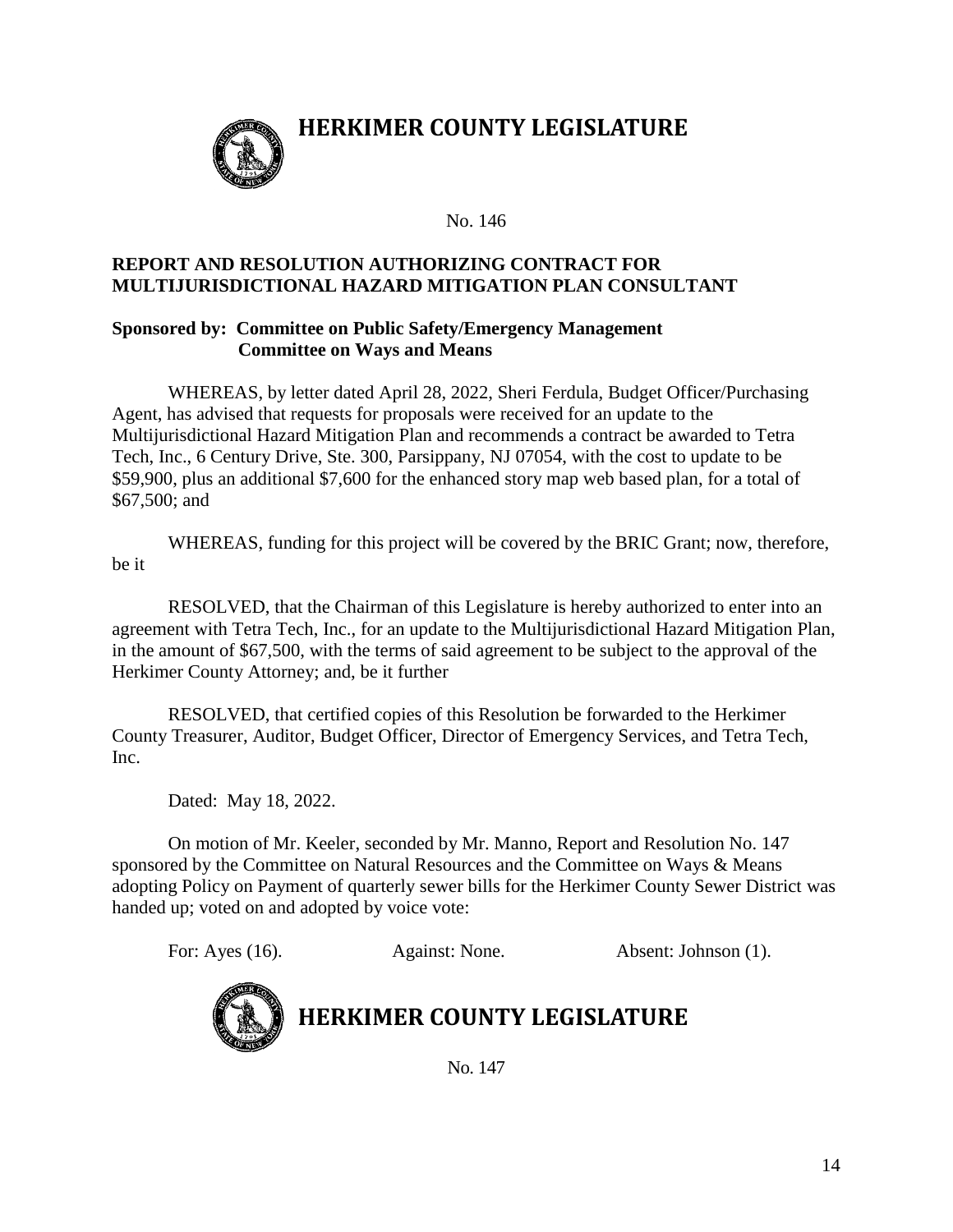# HERKIMER COUNTY LEGISLATURE

No. 146

**REPORT AND RESOLUTION AUTHORIZING CONTRACT FOR MULTIJURISDICTIONAL HAZARD MITIGATION PLAN CONSULTANT**

**Sponsored by: Committee on Public Safety/Emergency Management**
**Committee on Ways and Means**

WHEREAS, by letter dated April 28, 2022, Sheri Ferdula, Budget Officer/Purchasing Agent, has advised that requests for proposals were received for an update to the Multijurisdictional Hazard Mitigation Plan and recommends a contract be awarded to Tetra Tech, Inc., 6 Century Drive, Ste. 300, Parsippany, NJ 07054, with the cost to update to be $59,900, plus an additional $7,600 for the enhanced story map web based plan, for a total of $67,500; and

WHEREAS, funding for this project will be covered by the BRIC Grant; now, therefore, be it

RESOLVED, that the Chairman of this Legislature is hereby authorized to enter into an agreement with Tetra Tech, Inc., for an update to the Multijurisdictional Hazard Mitigation Plan, in the amount of $67,500, with the terms of said agreement to be subject to the approval of the Herkimer County Attorney; and, be it further

RESOLVED, that certified copies of this Resolution be forwarded to the Herkimer County Treasurer, Auditor, Budget Officer, Director of Emergency Services, and Tetra Tech, Inc.

Dated: May 18, 2022.

On motion of Mr. Keeler, seconded by Mr. Manno, Report and Resolution No. 147 sponsored by the Committee on Natural Resources and the Committee on Ways & Means adopting Policy on Payment of quarterly sewer bills for the Herkimer County Sewer District was handed up; voted on and adopted by voice vote:

For: Ayes (16). Against: None. Absent: Johnson (1).

# HERKIMER COUNTY LEGISLATURE

No. 147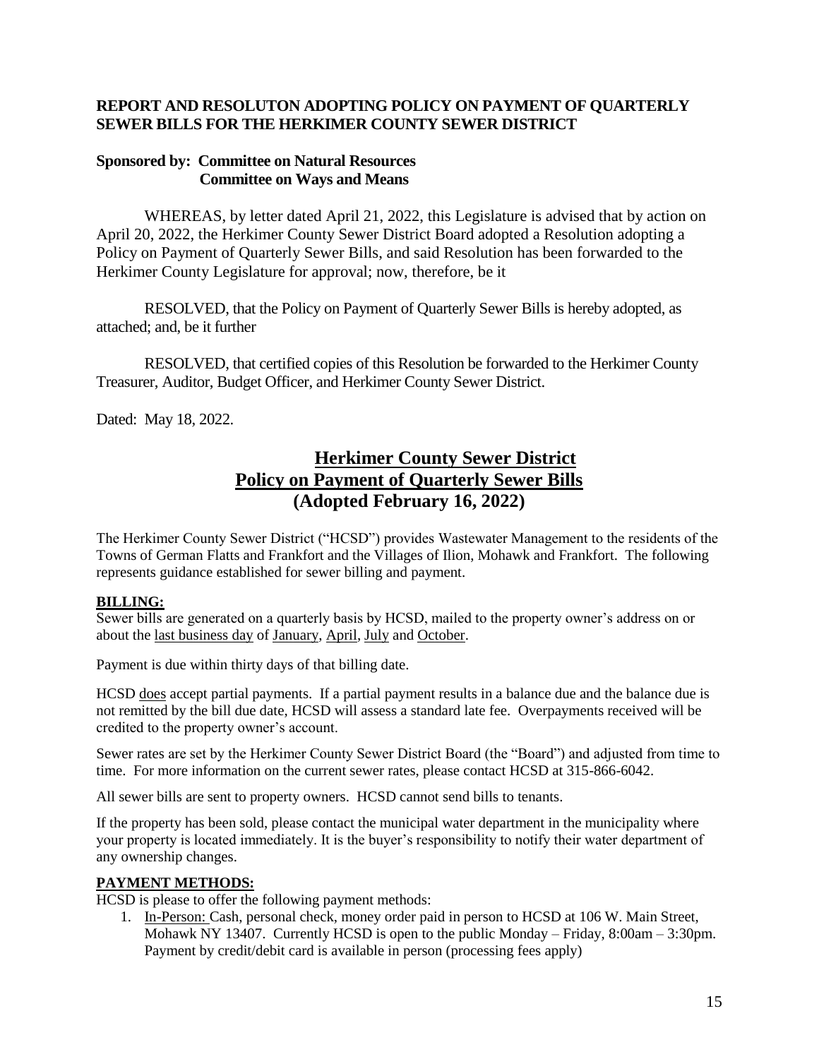## REPORT AND RESOLUTON ADOPTING POLICY ON PAYMENT OF QUARTERLY SEWER BILLS FOR THE HERKIMER COUNTY SEWER DISTRICT

**Sponsored by: Committee on Natural Resources**
**Committee on Ways and Means**

WHEREAS, by letter dated April 21, 2022, this Legislature is advised that by action on April 20, 2022, the Herkimer County Sewer District Board adopted a Resolution adopting a Policy on Payment of Quarterly Sewer Bills, and said Resolution has been forwarded to the Herkimer County Legislature for approval; now, therefore, be it

RESOLVED, that the Policy on Payment of Quarterly Sewer Bills is hereby adopted, as attached; and, be it further

RESOLVED, that certified copies of this Resolution be forwarded to the Herkimer County Treasurer, Auditor, Budget Officer, and Herkimer County Sewer District.

Dated: May 18, 2022.

# Herkimer County Sewer District
# Policy on Payment of Quarterly Sewer Bills
# (Adopted February 16, 2022)

The Herkimer County Sewer District ("HCSD") provides Wastewater Management to the residents of the Towns of German Flatts and Frankfort and the Villages of Ilion, Mohawk and Frankfort. The following represents guidance established for sewer billing and payment.

**BILLING:**

Sewer bills are generated on a quarterly basis by HCSD, mailed to the property owner's address on or about the last business day of January, April, July and October.

Payment is due within thirty days of that billing date.

HCSD does accept partial payments. If a partial payment results in a balance due and the balance due is not remitted by the bill due date, HCSD will assess a standard late fee. Overpayments received will be credited to the property owner's account.

Sewer rates are set by the Herkimer County Sewer District Board (the "Board") and adjusted from time to time. For more information on the current sewer rates, please contact HCSD at 315-866-6042.

All sewer bills are sent to property owners. HCSD cannot send bills to tenants.

If the property has been sold, please contact the municipal water department in the municipality where your property is located immediately. It is the buyer's responsibility to notify their water department of any ownership changes.

**PAYMENT METHODS:**

HCSD is please to offer the following payment methods:

1. In-Person: Cash, personal check, money order paid in person to HCSD at 106 W. Main Street, Mohawk NY 13407. Currently HCSD is open to the public Monday – Friday, 8:00am – 3:30pm. Payment by credit/debit card is available in person (processing fees apply)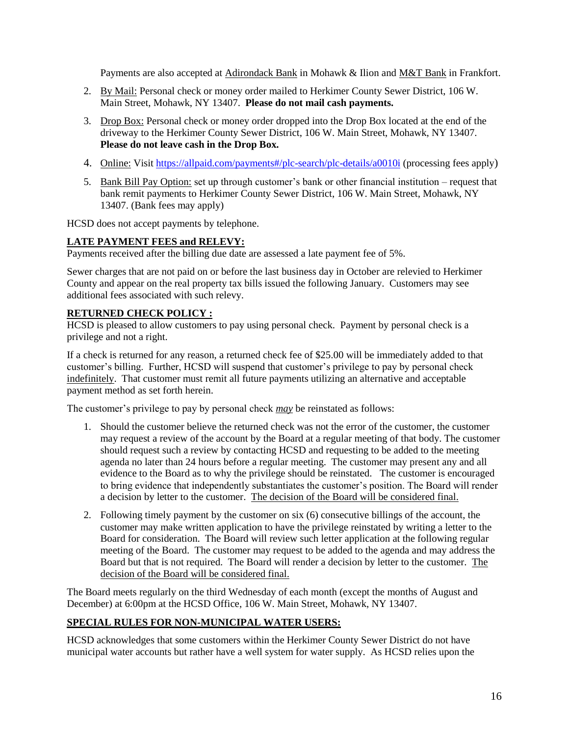Payments are also accepted at Adirondack Bank in Mohawk & Ilion and M&T Bank in Frankfort.

2. By Mail: Personal check or money order mailed to Herkimer County Sewer District, 106 W. Main Street, Mohawk, NY 13407. **Please do not mail cash payments.**
3. Drop Box: Personal check or money order dropped into the Drop Box located at the end of the driveway to the Herkimer County Sewer District, 106 W. Main Street, Mohawk, NY 13407. **Please do not leave cash in the Drop Box.**
4. Online: Visit https://allpaid.com/payments#/plc-search/plc-details/a0010i (processing fees apply)
5. Bank Bill Pay Option: set up through customer's bank or other financial institution – request that bank remit payments to Herkimer County Sewer District, 106 W. Main Street, Mohawk, NY 13407. (Bank fees may apply)

HCSD does not accept payments by telephone.

**LATE PAYMENT FEES and RELEVY:**

Payments received after the billing due date are assessed a late payment fee of 5%.

Sewer charges that are not paid on or before the last business day in October are relevied to Herkimer County and appear on the real property tax bills issued the following January. Customers may see additional fees associated with such relevy.

**RETURNED CHECK POLICY :**

HCSD is pleased to allow customers to pay using personal check. Payment by personal check is a privilege and not a right.

If a check is returned for any reason, a returned check fee of $25.00 will be immediately added to that customer's billing. Further, HCSD will suspend that customer's privilege to pay by personal check indefinitely. That customer must remit all future payments utilizing an alternative and acceptable payment method as set forth herein.

The customer's privilege to pay by personal check ***may*** be reinstated as follows:

1. Should the customer believe the returned check was not the error of the customer, the customer may request a review of the account by the Board at a regular meeting of that body. The customer should request such a review by contacting HCSD and requesting to be added to the meeting agenda no later than 24 hours before a regular meeting. The customer may present any and all evidence to the Board as to why the privilege should be reinstated. The customer is encouraged to bring evidence that independently substantiates the customer's position. The Board will render a decision by letter to the customer. The decision of the Board will be considered final.
2. Following timely payment by the customer on six (6) consecutive billings of the account, the customer may make written application to have the privilege reinstated by writing a letter to the Board for consideration. The Board will review such letter application at the following regular meeting of the Board. The customer may request to be added to the agenda and may address the Board but that is not required. The Board will render a decision by letter to the customer. The decision of the Board will be considered final.

The Board meets regularly on the third Wednesday of each month (except the months of August and December) at 6:00pm at the HCSD Office, 106 W. Main Street, Mohawk, NY 13407.

**SPECIAL RULES FOR NON-MUNICIPAL WATER USERS:**

HCSD acknowledges that some customers within the Herkimer County Sewer District do not have municipal water accounts but rather have a well system for water supply. As HCSD relies upon the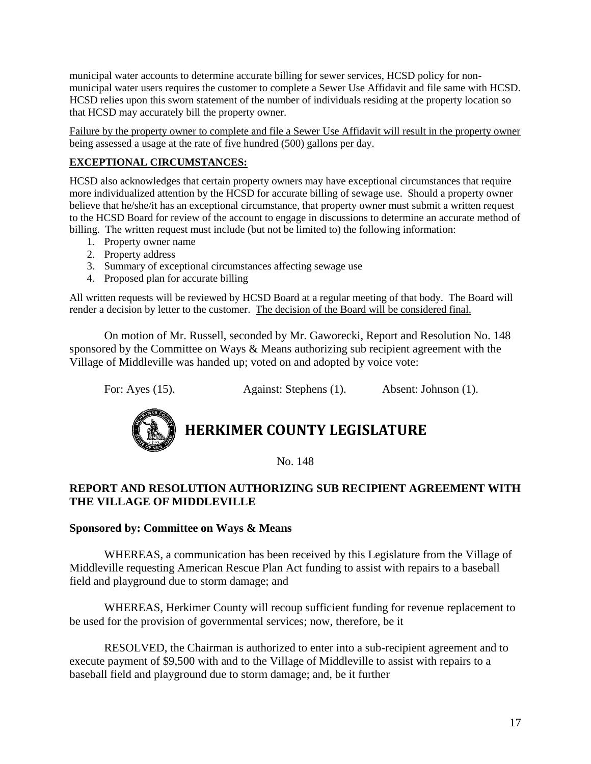municipal water accounts to determine accurate billing for sewer services, HCSD policy for non-municipal water users requires the customer to complete a Sewer Use Affidavit and file same with HCSD. HCSD relies upon this sworn statement of the number of individuals residing at the property location so that HCSD may accurately bill the property owner.

<u>Failure by the property owner to complete and file a Sewer Use Affidavit will result in the property owner being assessed a usage at the rate of five hundred (500) gallons per day.</u>

**<u>EXCEPTIONAL CIRCUMSTANCES:</u>**

HCSD also acknowledges that certain property owners may have exceptional circumstances that require more individualized attention by the HCSD for accurate billing of sewage use. Should a property owner believe that he/she/it has an exceptional circumstance, that property owner must submit a written request to the HCSD Board for review of the account to engage in discussions to determine an accurate method of billing. The written request must include (but not be limited to) the following information:

1. Property owner name
2. Property address
3. Summary of exceptional circumstances affecting sewage use
4. Proposed plan for accurate billing

All written requests will be reviewed by HCSD Board at a regular meeting of that body. The Board will render a decision by letter to the customer. <u>The decision of the Board will be considered final.</u>

On motion of Mr. Russell, seconded by Mr. Gaworecki, Report and Resolution No. 148 sponsored by the Committee on Ways & Means authorizing sub recipient agreement with the Village of Middleville was handed up; voted on and adopted by voice vote:

For: Ayes (15). Against: Stephens (1). Absent: Johnson (1).

# HERKIMER COUNTY LEGISLATURE

No. 148

### REPORT AND RESOLUTION AUTHORIZING SUB RECIPIENT AGREEMENT WITH THE VILLAGE OF MIDDLEVILLE

**Sponsored by: Committee on Ways & Means**

WHEREAS, a communication has been received by this Legislature from the Village of Middleville requesting American Rescue Plan Act funding to assist with repairs to a baseball field and playground due to storm damage; and

WHEREAS, Herkimer County will recoup sufficient funding for revenue replacement to be used for the provision of governmental services; now, therefore, be it

RESOLVED, the Chairman is authorized to enter into a sub-recipient agreement and to execute payment of $9,500 with and to the Village of Middleville to assist with repairs to a baseball field and playground due to storm damage; and, be it further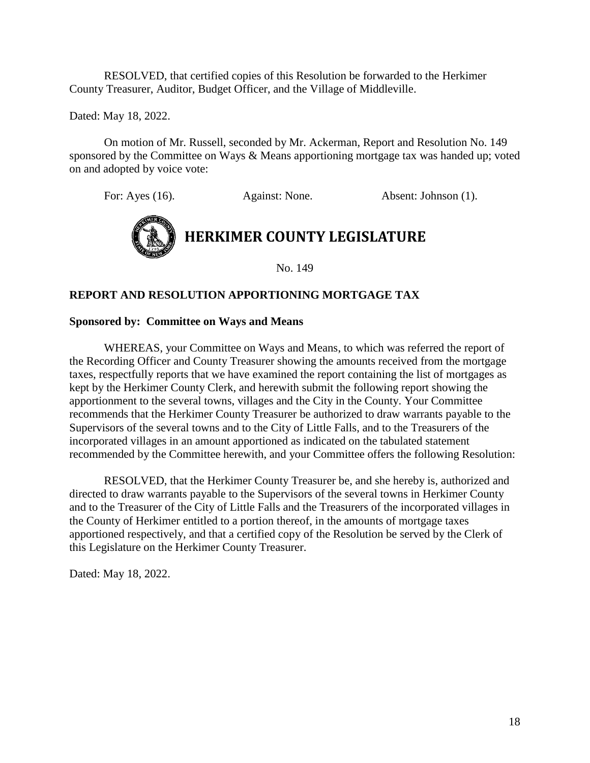RESOLVED, that certified copies of this Resolution be forwarded to the Herkimer County Treasurer, Auditor, Budget Officer, and the Village of Middleville.

Dated: May 18, 2022.

On motion of Mr. Russell, seconded by Mr. Ackerman, Report and Resolution No. 149 sponsored by the Committee on Ways & Means apportioning mortgage tax was handed up; voted on and adopted by voice vote:

For: Ayes (16). Against: None. Absent: Johnson (1).

# HERKIMER COUNTY LEGISLATURE

No. 149

**REPORT AND RESOLUTION APPORTIONING MORTGAGE TAX**

**Sponsored by: Committee on Ways and Means**

WHEREAS, your Committee on Ways and Means, to which was referred the report of the Recording Officer and County Treasurer showing the amounts received from the mortgage taxes, respectfully reports that we have examined the report containing the list of mortgages as kept by the Herkimer County Clerk, and herewith submit the following report showing the apportionment to the several towns, villages and the City in the County. Your Committee recommends that the Herkimer County Treasurer be authorized to draw warrants payable to the Supervisors of the several towns and to the City of Little Falls, and to the Treasurers of the incorporated villages in an amount apportioned as indicated on the tabulated statement recommended by the Committee herewith, and your Committee offers the following Resolution:

RESOLVED, that the Herkimer County Treasurer be, and she hereby is, authorized and directed to draw warrants payable to the Supervisors of the several towns in Herkimer County and to the Treasurer of the City of Little Falls and the Treasurers of the incorporated villages in the County of Herkimer entitled to a portion thereof, in the amounts of mortgage taxes apportioned respectively, and that a certified copy of the Resolution be served by the Clerk of this Legislature on the Herkimer County Treasurer.

Dated: May 18, 2022.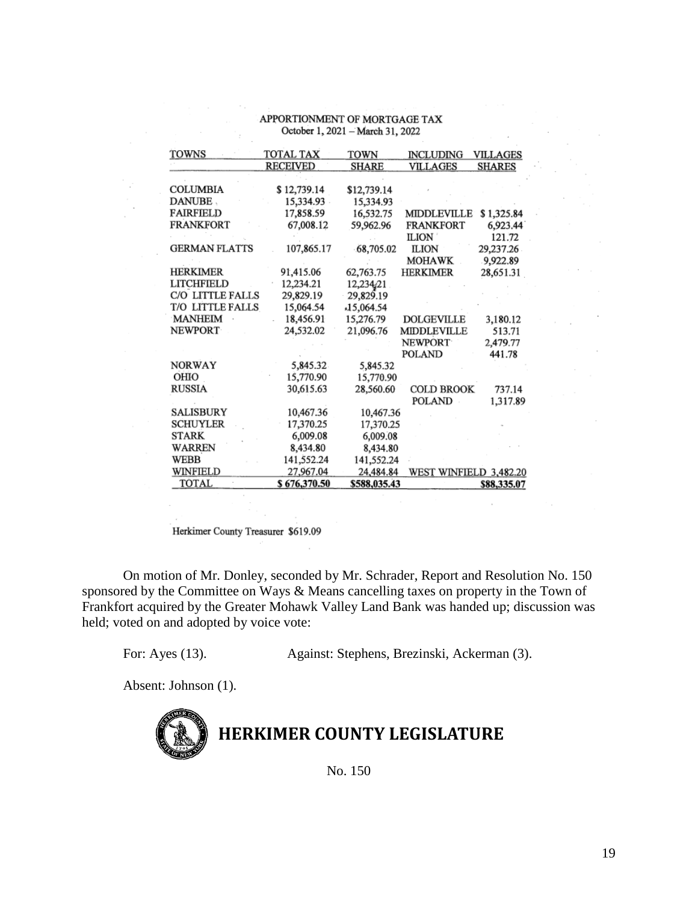APPORTIONMENT OF MORTGAGE TAX
October 1, 2021 – March 31, 2022

| TOWNS | TOTAL TAX RECEIVED | TOWN SHARE | INCLUDING VILLAGES | VILLAGES SHARES |
|---|---|---|---|---|
| COLUMBIA | $ 12,739.14 | $12,739.14 | | |
| DANUBE | 15,334.93 | 15,334.93 | | |
| FAIRFIELD | 17,858.59 | 16,532.75 | MIDDLEVILLE | $ 1,325.84 |
| FRANKFORT | 67,008.12 | 59,962.96 | FRANKFORT | 6,923.44 |
| | | | ILION | 121.72 |
| GERMAN FLATTS | 107,865.17 | 68,705.02 | ILION | 29,237.26 |
| | | | MOHAWK | 9,922.89 |
| HERKIMER | 91,415.06 | 62,763.75 | HERKIMER | 28,651.31 |
| LITCHFIELD | 12,234.21 | 12,234.21 | | |
| C/O LITTLE FALLS | 29,829.19 | 29,829.19 | | |
| T/O LITTLE FALLS | 15,064.54 | 15,064.54 | | |
| MANHEIM | 18,456.91 | 15,276.79 | DOLGEVILLE | 3,180.12 |
| NEWPORT | 24,532.02 | 21,096.76 | MIDDLEVILLE | 513.71 |
| | | | NEWPORT | 2,479.77 |
| | | | POLAND | 441.78 |
| NORWAY | 5,845.32 | 5,845.32 | | |
| OHIO | 15,770.90 | 15,770.90 | | |
| RUSSIA | 30,615.63 | 28,560.60 | COLD BROOK | 737.14 |
| | | | POLAND | 1,317.89 |
| SALISBURY | 10,467.36 | 10,467.36 | | |
| SCHUYLER | 17,370.25 | 17,370.25 | | |
| STARK | 6,009.08 | 6,009.08 | | |
| WARREN | 8,434.80 | 8,434.80 | | |
| WEBB | 141,552.24 | 141,552.24 | | |
| WINFIELD | 27,967.04 | 24,484.84 | WEST WINFIELD | 3,482.20 |
| TOTAL | $ 676,370.50 | $588,035.43 | | $88,335.07 |

Herkimer County Treasurer $619.09

On motion of Mr. Donley, seconded by Mr. Schrader, Report and Resolution No. 150 sponsored by the Committee on Ways & Means cancelling taxes on property in the Town of Frankfort acquired by the Greater Mohawk Valley Land Bank was handed up; discussion was held; voted on and adopted by voice vote:

For: Ayes (13). Against: Stephens, Brezinski, Ackerman (3).

Absent: Johnson (1).

## HERKIMER COUNTY LEGISLATURE

No. 150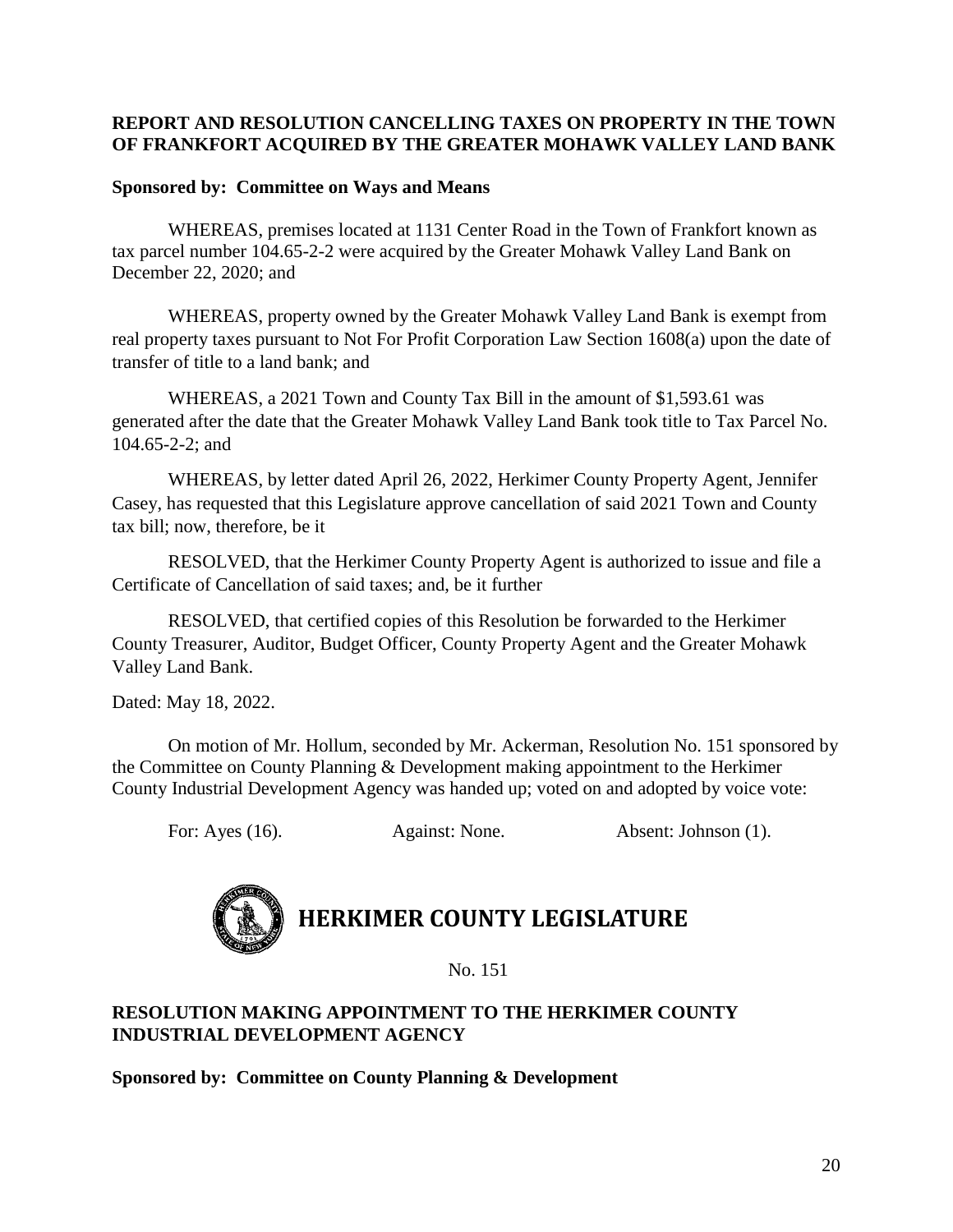**REPORT AND RESOLUTION CANCELLING TAXES ON PROPERTY IN THE TOWN OF FRANKFORT ACQUIRED BY THE GREATER MOHAWK VALLEY LAND BANK**

**Sponsored by: Committee on Ways and Means**

WHEREAS, premises located at 1131 Center Road in the Town of Frankfort known as tax parcel number 104.65-2-2 were acquired by the Greater Mohawk Valley Land Bank on December 22, 2020; and

WHEREAS, property owned by the Greater Mohawk Valley Land Bank is exempt from real property taxes pursuant to Not For Profit Corporation Law Section 1608(a) upon the date of transfer of title to a land bank; and

WHEREAS, a 2021 Town and County Tax Bill in the amount of $1,593.61 was generated after the date that the Greater Mohawk Valley Land Bank took title to Tax Parcel No. 104.65-2-2; and

WHEREAS, by letter dated April 26, 2022, Herkimer County Property Agent, Jennifer Casey, has requested that this Legislature approve cancellation of said 2021 Town and County tax bill; now, therefore, be it

RESOLVED, that the Herkimer County Property Agent is authorized to issue and file a Certificate of Cancellation of said taxes; and, be it further

RESOLVED, that certified copies of this Resolution be forwarded to the Herkimer County Treasurer, Auditor, Budget Officer, County Property Agent and the Greater Mohawk Valley Land Bank.

Dated: May 18, 2022.

On motion of Mr. Hollum, seconded by Mr. Ackerman, Resolution No. 151 sponsored by the Committee on County Planning & Development making appointment to the Herkimer County Industrial Development Agency was handed up; voted on and adopted by voice vote:

For: Ayes (16). Against: None. Absent: Johnson (1).

# HERKIMER COUNTY LEGISLATURE

No. 151

**RESOLUTION MAKING APPOINTMENT TO THE HERKIMER COUNTY INDUSTRIAL DEVELOPMENT AGENCY**

**Sponsored by: Committee on County Planning & Development**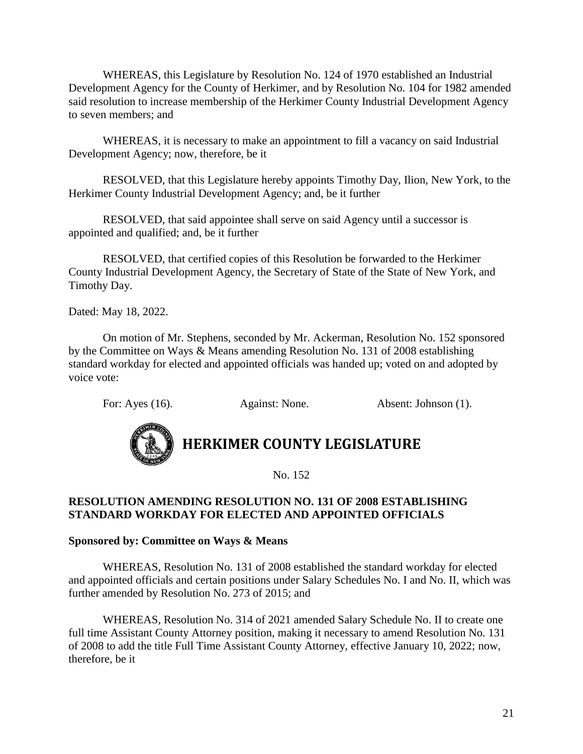WHEREAS, this Legislature by Resolution No. 124 of 1970 established an Industrial Development Agency for the County of Herkimer, and by Resolution No. 104 for 1982 amended said resolution to increase membership of the Herkimer County Industrial Development Agency to seven members; and

WHEREAS, it is necessary to make an appointment to fill a vacancy on said Industrial Development Agency; now, therefore, be it

RESOLVED, that this Legislature hereby appoints Timothy Day, Ilion, New York, to the Herkimer County Industrial Development Agency; and, be it further

RESOLVED, that said appointee shall serve on said Agency until a successor is appointed and qualified; and, be it further

RESOLVED, that certified copies of this Resolution be forwarded to the Herkimer County Industrial Development Agency, the Secretary of State of the State of New York, and Timothy Day.

Dated: May 18, 2022.

On motion of Mr. Stephens, seconded by Mr. Ackerman, Resolution No. 152 sponsored by the Committee on Ways & Means amending Resolution No. 131 of 2008 establishing standard workday for elected and appointed officials was handed up; voted on and adopted by voice vote:

For: Ayes (16). Against: None. Absent: Johnson (1).

# HERKIMER COUNTY LEGISLATURE

No. 152

**RESOLUTION AMENDING RESOLUTION NO. 131 OF 2008 ESTABLISHING STANDARD WORKDAY FOR ELECTED AND APPOINTED OFFICIALS**

**Sponsored by: Committee on Ways & Means**

WHEREAS, Resolution No. 131 of 2008 established the standard workday for elected and appointed officials and certain positions under Salary Schedules No. I and No. II, which was further amended by Resolution No. 273 of 2015; and

WHEREAS, Resolution No. 314 of 2021 amended Salary Schedule No. II to create one full time Assistant County Attorney position, making it necessary to amend Resolution No. 131 of 2008 to add the title Full Time Assistant County Attorney, effective January 10, 2022; now, therefore, be it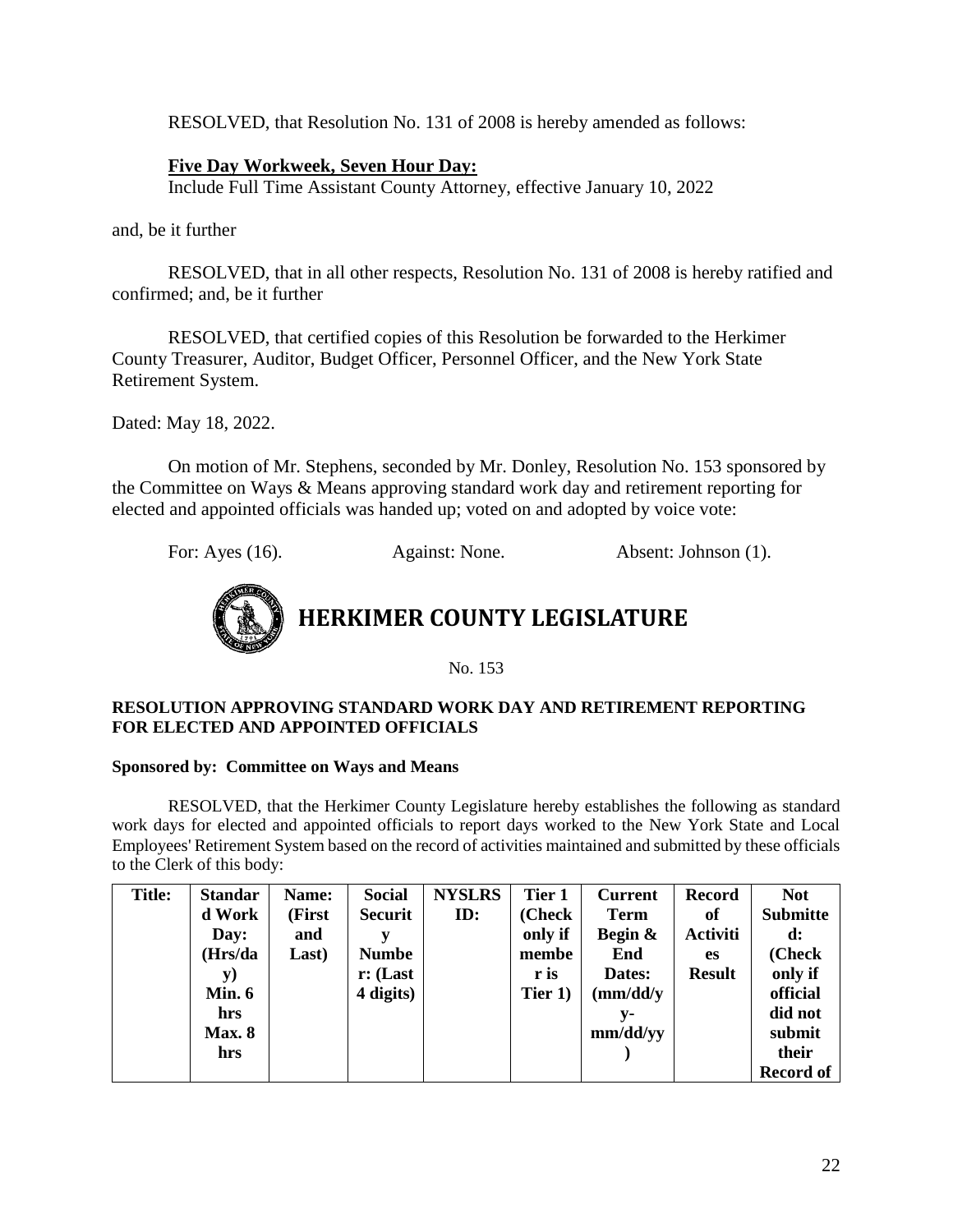RESOLVED, that Resolution No. 131 of 2008 is hereby amended as follows:

**Five Day Workweek, Seven Hour Day:**
Include Full Time Assistant County Attorney, effective January 10, 2022

and, be it further

RESOLVED, that in all other respects, Resolution No. 131 of 2008 is hereby ratified and confirmed; and, be it further

RESOLVED, that certified copies of this Resolution be forwarded to the Herkimer County Treasurer, Auditor, Budget Officer, Personnel Officer, and the New York State Retirement System.

Dated: May 18, 2022.

On motion of Mr. Stephens, seconded by Mr. Donley, Resolution No. 153 sponsored by the Committee on Ways & Means approving standard work day and retirement reporting for elected and appointed officials was handed up; voted on and adopted by voice vote:

For: Ayes (16). Against: None. Absent: Johnson (1).

# HERKIMER COUNTY LEGISLATURE

No. 153

**RESOLUTION APPROVING STANDARD WORK DAY AND RETIREMENT REPORTING FOR ELECTED AND APPOINTED OFFICIALS**

**Sponsored by: Committee on Ways and Means**

RESOLVED, that the Herkimer County Legislature hereby establishes the following as standard work days for elected and appointed officials to report days worked to the New York State and Local Employees' Retirement System based on the record of activities maintained and submitted by these officials to the Clerk of this body:

| Title: | Standard Work Day: (Hrs/day) Min. 6 hrs Max. 8 hrs | Name: (First and Last) | Social Security Number: (Last 4 digits) | NYSLRS ID: | Tier 1 (Check only if member is Tier 1) | Current Term Begin & End Dates: (mm/dd/yy-mm/dd/yy) | Record of Activities Result | Not Submitted: (Check only if official did not submit their Record of |
|---|---|---|---|---|---|---|---|---|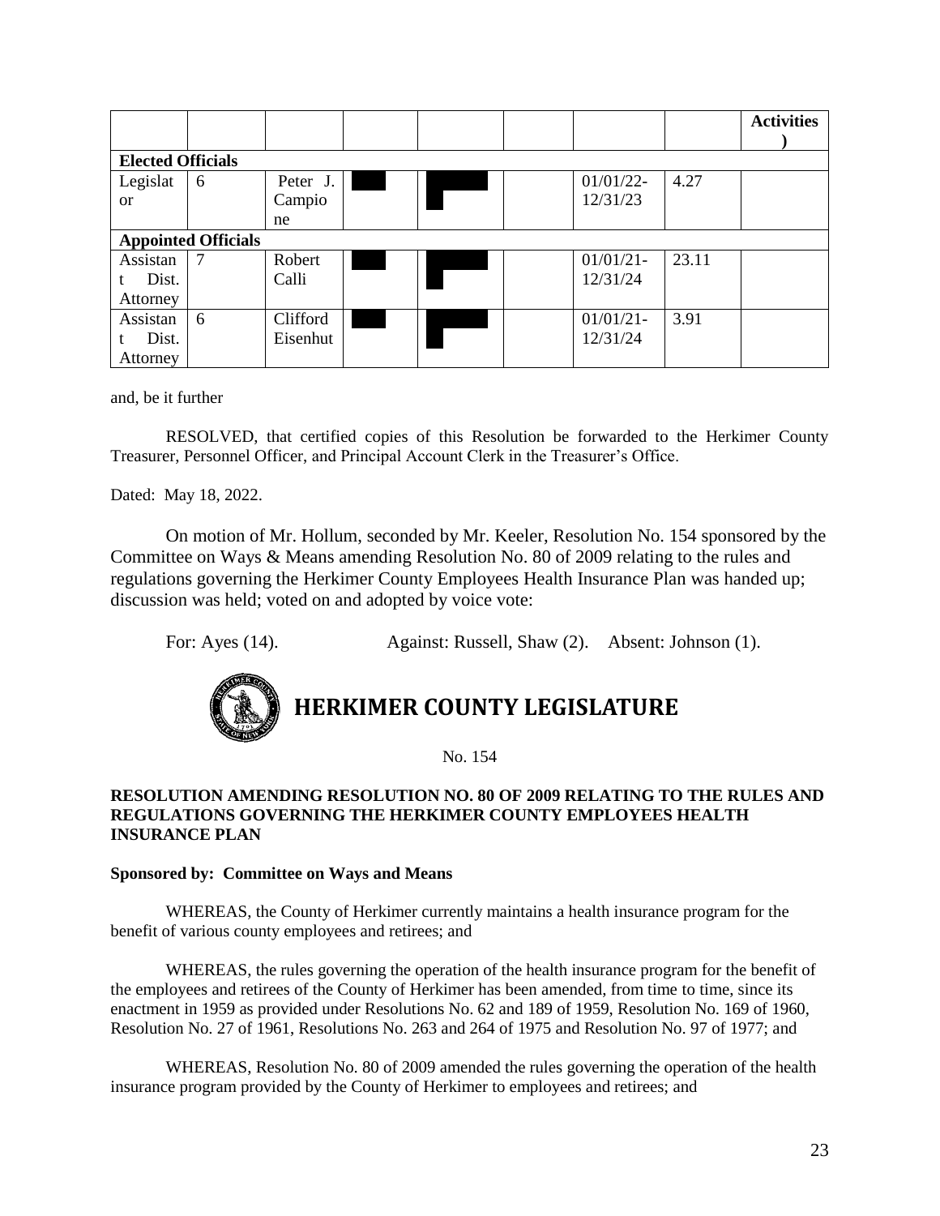| | | | | | | | | Activities ) |
|---|---|---|---|---|---|---|---|---|
| **Elected Officials** | | | | | | | | |
| Legislator | 6 | Peter J. Campione | | | | 01/01/22-12/31/23 | 4.27 | |
| **Appointed Officials** | | | | | | | | |
| Assistant Dist. Attorney | 7 | Robert Calli | | | | 01/01/21-12/31/24 | 23.11 | |
| Assistant Dist. Attorney | 6 | Clifford Eisenhut | | | | 01/01/21-12/31/24 | 3.91 | |

and, be it further

RESOLVED, that certified copies of this Resolution be forwarded to the Herkimer County Treasurer, Personnel Officer, and Principal Account Clerk in the Treasurer's Office.

Dated: May 18, 2022.

On motion of Mr. Hollum, seconded by Mr. Keeler, Resolution No. 154 sponsored by the Committee on Ways & Means amending Resolution No. 80 of 2009 relating to the rules and regulations governing the Herkimer County Employees Health Insurance Plan was handed up; discussion was held; voted on and adopted by voice vote:

For: Ayes (14). Against: Russell, Shaw (2). Absent: Johnson (1).

# HERKIMER COUNTY LEGISLATURE

No. 154

**RESOLUTION AMENDING RESOLUTION NO. 80 OF 2009 RELATING TO THE RULES AND REGULATIONS GOVERNING THE HERKIMER COUNTY EMPLOYEES HEALTH INSURANCE PLAN**

**Sponsored by: Committee on Ways and Means**

WHEREAS, the County of Herkimer currently maintains a health insurance program for the benefit of various county employees and retirees; and

WHEREAS, the rules governing the operation of the health insurance program for the benefit of the employees and retirees of the County of Herkimer has been amended, from time to time, since its enactment in 1959 as provided under Resolutions No. 62 and 189 of 1959, Resolution No. 169 of 1960, Resolution No. 27 of 1961, Resolutions No. 263 and 264 of 1975 and Resolution No. 97 of 1977; and

WHEREAS, Resolution No. 80 of 2009 amended the rules governing the operation of the health insurance program provided by the County of Herkimer to employees and retirees; and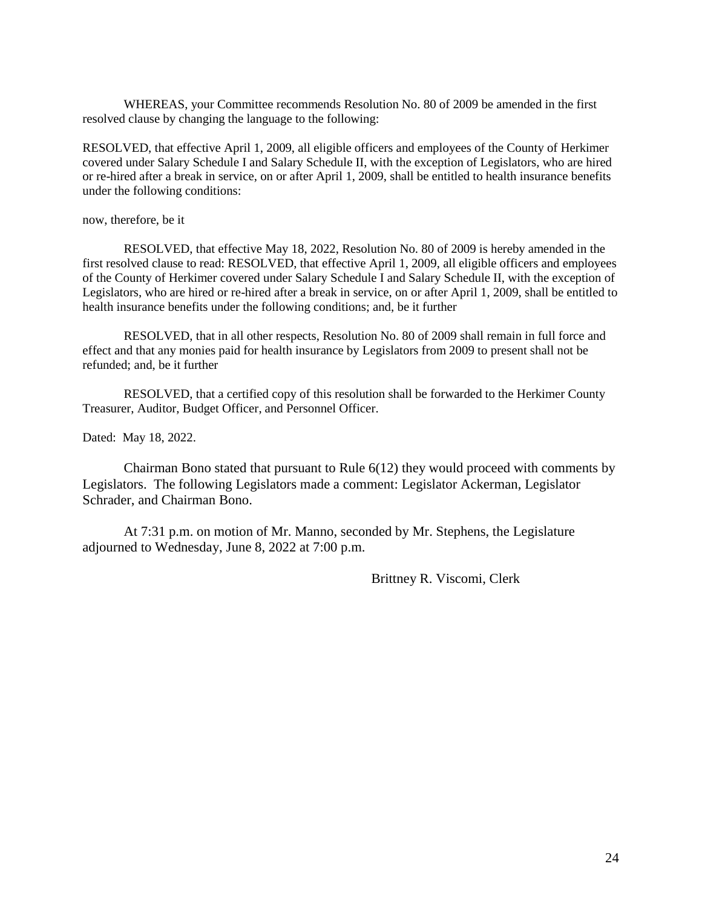WHEREAS, your Committee recommends Resolution No. 80 of 2009 be amended in the first resolved clause by changing the language to the following:

RESOLVED, that effective April 1, 2009, all eligible officers and employees of the County of Herkimer covered under Salary Schedule I and Salary Schedule II, with the exception of Legislators, who are hired or re-hired after a break in service, on or after April 1, 2009, shall be entitled to health insurance benefits under the following conditions:

now, therefore, be it

RESOLVED, that effective May 18, 2022, Resolution No. 80 of 2009 is hereby amended in the first resolved clause to read: RESOLVED, that effective April 1, 2009, all eligible officers and employees of the County of Herkimer covered under Salary Schedule I and Salary Schedule II, with the exception of Legislators, who are hired or re-hired after a break in service, on or after April 1, 2009, shall be entitled to health insurance benefits under the following conditions; and, be it further

RESOLVED, that in all other respects, Resolution No. 80 of 2009 shall remain in full force and effect and that any monies paid for health insurance by Legislators from 2009 to present shall not be refunded; and, be it further

RESOLVED, that a certified copy of this resolution shall be forwarded to the Herkimer County Treasurer, Auditor, Budget Officer, and Personnel Officer.

Dated: May 18, 2022.

Chairman Bono stated that pursuant to Rule 6(12) they would proceed with comments by Legislators. The following Legislators made a comment: Legislator Ackerman, Legislator Schrader, and Chairman Bono.

At 7:31 p.m. on motion of Mr. Manno, seconded by Mr. Stephens, the Legislature adjourned to Wednesday, June 8, 2022 at 7:00 p.m.

Brittney R. Viscomi, Clerk